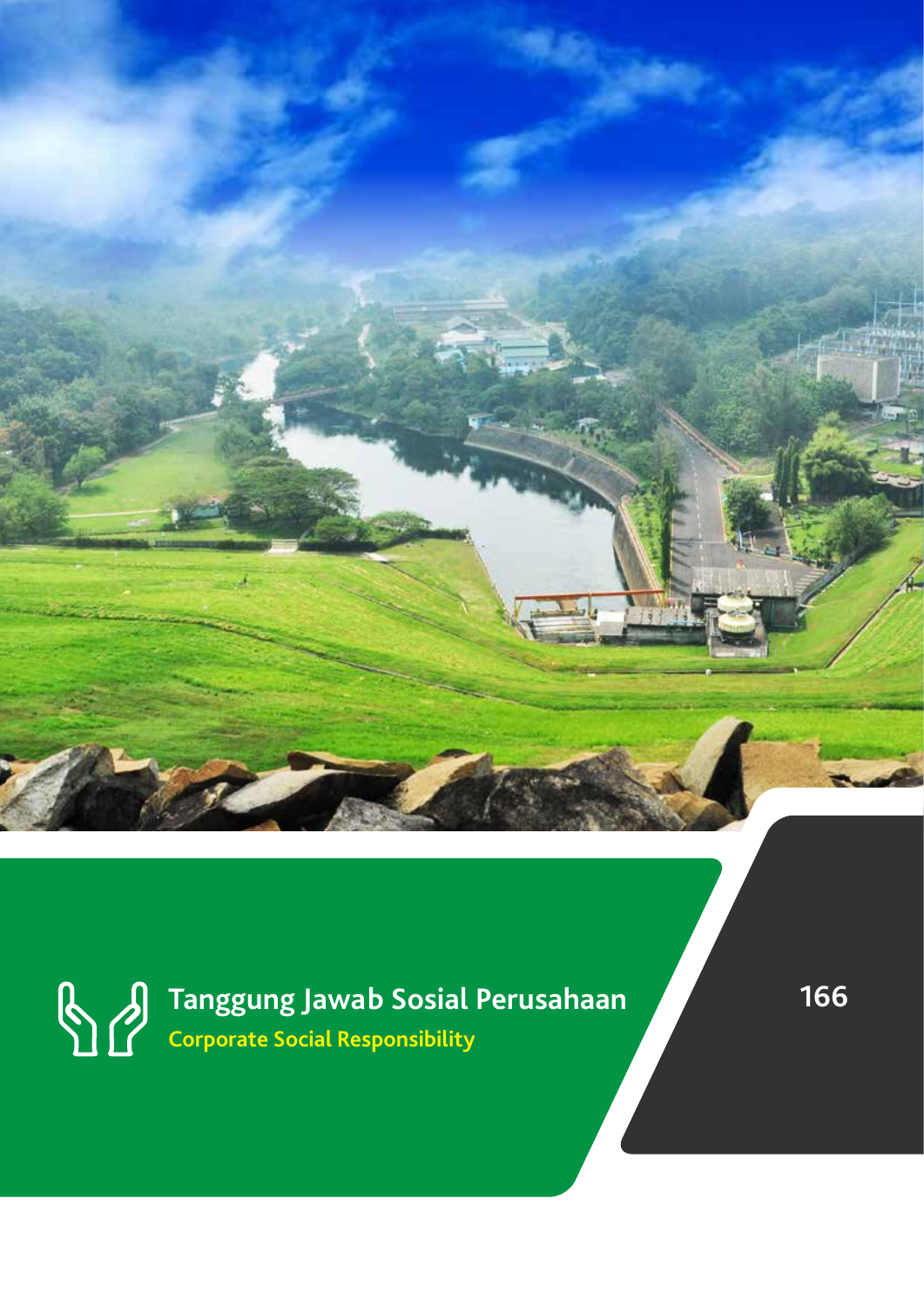# Tanggung Jawab Sosial Perusahaan

## Corporate Social Responsibility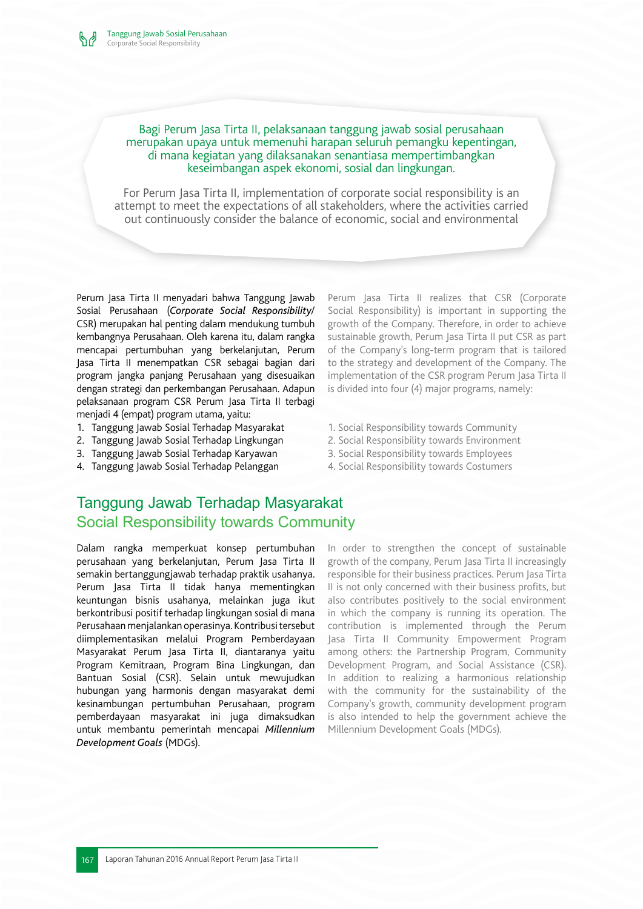Bagi Perum Jasa Tirta II, pelaksanaan tanggung jawab sosial perusahaan merupakan upaya untuk memenuhi harapan seluruh pemangku kepentingan, di mana kegiatan yang dilaksanakan senantiasa mempertimbangkan keseimbangan aspek ekonomi, sosial dan lingkungan.

For Perum Jasa Tirta II, implementation of corporate social responsibility is an attempt to meet the expectations of all stakeholders, where the activities carried out continuously consider the balance of economic, social and environmental

Perum Jasa Tirta II menyadari bahwa Tanggung Jawab Sosial Perusahaan (*Corporate Social Responsibility*/ CSR) merupakan hal penting dalam mendukung tumbuh kembangnya Perusahaan. Oleh karena itu, dalam rangka mencapai pertumbuhan yang berkelanjutan, Perum Jasa Tirta II menempatkan CSR sebagai bagian dari program jangka panjang Perusahaan yang disesuaikan dengan strategi dan perkembangan Perusahaan. Adapun pelaksanaan program CSR Perum Jasa Tirta II terbagi menjadi 4 (empat) program utama, yaitu:

1. Tanggung Jawab Sosial Terhadap Masyarakat
2. Tanggung Jawab Sosial Terhadap Lingkungan
3. Tanggung Jawab Sosial Terhadap Karyawan
4. Tanggung Jawab Sosial Terhadap Pelanggan

Perum Jasa Tirta II realizes that CSR (Corporate Social Responsibility) is important in supporting the growth of the Company. Therefore, in order to achieve sustainable growth, Perum Jasa Tirta II put CSR as part of the Company's long-term program that is tailored to the strategy and development of the Company. The implementation of the CSR program Perum Jasa Tirta II is divided into four (4) major programs, namely:

1. Social Responsibility towards Community
2. Social Responsibility towards Environment
3. Social Responsibility towards Employees
4. Social Responsibility towards Costumers

## Tanggung Jawab Terhadap Masyarakat
## Social Responsibility towards Community

Dalam rangka memperkuat konsep pertumbuhan perusahaan yang berkelanjutan, Perum Jasa Tirta II semakin bertanggungjawab terhadap praktik usahanya. Perum Jasa Tirta II tidak hanya mementingkan keuntungan bisnis usahanya, melainkan juga ikut berkontribusi positif terhadap lingkungan sosial di mana Perusahaan menjalankan operasinya. Kontribusi tersebut diimplementasikan melalui Program Pemberdayaan Masyarakat Perum Jasa Tirta II, diantaranya yaitu Program Kemitraan, Program Bina Lingkungan, dan Bantuan Sosial (CSR). Selain untuk mewujudkan hubungan yang harmonis dengan masyarakat demi kesinambungan pertumbuhan Perusahaan, program pemberdayaan masyarakat ini juga dimaksudkan untuk membantu pemerintah mencapai *Millennium Development Goals* (MDGs).

In order to strengthen the concept of sustainable growth of the company, Perum Jasa Tirta II increasingly responsible for their business practices. Perum Jasa Tirta II is not only concerned with their business profits, but also contributes positively to the social environment in which the company is running its operation. The contribution is implemented through the Perum Jasa Tirta II Community Empowerment Program among others: the Partnership Program, Community Development Program, and Social Assistance (CSR). In addition to realizing a harmonious relationship with the community for the sustainability of the Company's growth, community development program is also intended to help the government achieve the Millennium Development Goals (MDGs).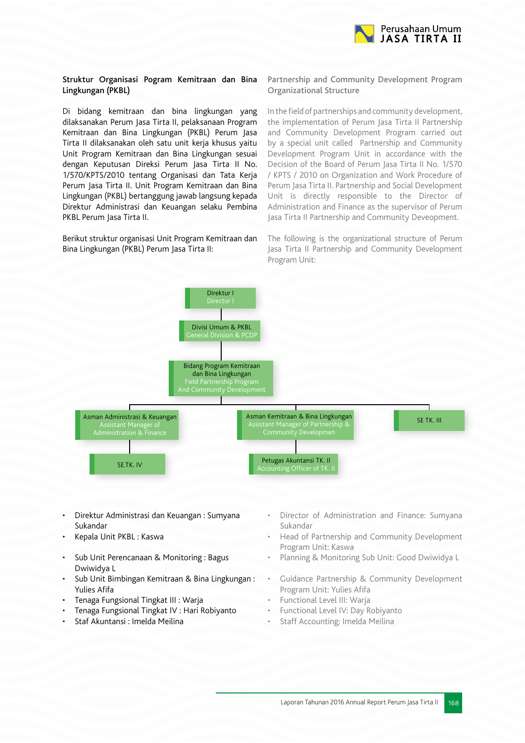## Struktur Organisasi Pogram Kemitraan dan Bina Lingkungan (PKBL)

Di bidang kemitraan dan bina lingkungan yang dilaksanakan Perum Jasa Tirta II, pelaksanaan Program Kemitraan dan Bina Lingkungan (PKBL) Perum Jasa Tirta II dilaksanakan oleh satu unit kerja khusus yaitu Unit Program Kemitraan dan Bina Lingkungan sesuai dengan Keputusan Direksi Perum Jasa Tirta II No. 1/570/KPTS/2010 tentang Organisasi dan Tata Kerja Perum Jasa Tirta II. Unit Program Kemitraan dan Bina Lingkungan (PKBL) bertanggung jawab langsung kepada Direktur Administrasi dan Keuangan selaku Pembina PKBL Perum Jasa Tirta II.

Berikut struktur organisasi Unit Program Kemitraan dan Bina Lingkungan (PKBL) Perum Jasa Tirta II:

## Partnership and Community Development Program Organizational Structure

In the field of partnerships and community development, the implementation of Perum Jasa Tirta II Partnership and Community Development Program carried out by a special unit called Partnership and Community Development Program Unit in accordance with the Decision of the Board of Perum Jasa Tirta II No. 1/570 / KPTS / 2010 on Organization and Work Procedure of Perum Jasa Tirta II. Partnership and Social Development Unit is directly responsible to the Director of Administration and Finance as the supervisor of Perum Jasa Tirta II Partnership and Community Deveopment.

The following is the organizational structure of Perum Jasa Tirta II Partnership and Community Development Program Unit:

- Direktur I / Director I
  - Divisi Umum & PKBL / General Division & PCDP
    - Bidang Program Kemitraan dan Bina Lingkungan / Field Partnership Program And Community Development
      - Asman Administrasi & Keuangan / Assistant Manager of Administration & Finance
        - SE.TK. IV
      - Asman Kemitraan & Bina Lingkungan / Assistant Manager of Partnership & Community Developmen
        - Petugas Akuntansi TK. II / Accounting Officer of TK. II
      - SE TK. III

- Direktur Administrasi dan Keuangan : Sumyana Sukandar
- Kepala Unit PKBL : Kaswa
- Sub Unit Perencanaan & Monitoring : Bagus Dwiwidya L
- Sub Unit Bimbingan Kemitraan & Bina Lingkungan : Yulies Afifa
- Tenaga Fungsional Tingkat III : Warja
- Tenaga Fungsional Tingkat IV : Hari Robiyanto
- Staf Akuntansi : Imelda Meilina

- Director of Administration and Finance: Sumyana Sukandar
- Head of Partnership and Community Development Program Unit: Kaswa
- Planning & Monitoring Sub Unit: Good Dwiwidya L
- Guidance Partnership & Community Development Program Unit: Yulies Afifa
- Functional Level III: Warja
- Functional Level IV: Day Robiyanto
- Staff Accounting: Imelda Meilina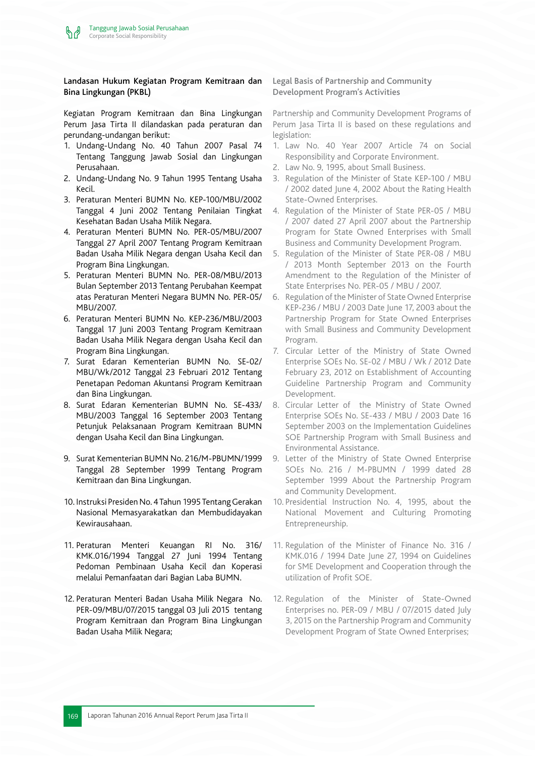### Landasan Hukum Kegiatan Program Kemitraan dan Bina Lingkungan (PKBL)

Kegiatan Program Kemitraan dan Bina Lingkungan Perum Jasa Tirta II dilandaskan pada peraturan dan perundang-undangan berikut:

1. Undang-Undang No. 40 Tahun 2007 Pasal 74 Tentang Tanggung Jawab Sosial dan Lingkungan Perusahaan.
2. Undang-Undang No. 9 Tahun 1995 Tentang Usaha Kecil.
3. Peraturan Menteri BUMN No. KEP-100/MBU/2002 Tanggal 4 Juni 2002 Tentang Penilaian Tingkat Kesehatan Badan Usaha Milik Negara.
4. Peraturan Menteri BUMN No. PER-05/MBU/2007 Tanggal 27 April 2007 Tentang Program Kemitraan Badan Usaha Milik Negara dengan Usaha Kecil dan Program Bina Lingkungan.
5. Peraturan Menteri BUMN No. PER-08/MBU/2013 Bulan September 2013 Tentang Perubahan Keempat atas Peraturan Menteri Negara BUMN No. PER-05/MBU/2007.
6. Peraturan Menteri BUMN No. KEP-236/MBU/2003 Tanggal 17 Juni 2003 Tentang Program Kemitraan Badan Usaha Milik Negara dengan Usaha Kecil dan Program Bina Lingkungan.
7. Surat Edaran Kementerian BUMN No. SE-02/MBU/Wk/2012 Tanggal 23 Februari 2012 Tentang Penetapan Pedoman Akuntansi Program Kemitraan dan Bina Lingkungan.
8. Surat Edaran Kementerian BUMN No. SE-433/MBU/2003 Tanggal 16 September 2003 Tentang Petunjuk Pelaksanaan Program Kemitraan BUMN dengan Usaha Kecil dan Bina Lingkungan.
9. Surat Kementerian BUMN No. 216/M-PBUMN/1999 Tanggal 28 September 1999 Tentang Program Kemitraan dan Bina Lingkungan.
10. Instruksi Presiden No. 4 Tahun 1995 Tentang Gerakan Nasional Memasyarakatkan dan Membudidayakan Kewirausahaan.
11. Peraturan Menteri Keuangan RI No. 316/KMK.016/1994 Tanggal 27 Juni 1994 Tentang Pedoman Pembinaan Usaha Kecil dan Koperasi melalui Pemanfaatan dari Bagian Laba BUMN.
12. Peraturan Menteri Badan Usaha Milik Negara No. PER-09/MBU/07/2015 tanggal 03 Juli 2015 tentang Program Kemitraan dan Program Bina Lingkungan Badan Usaha Milik Negara;

### Legal Basis of Partnership and Community Development Program's Activities

Partnership and Community Development Programs of Perum Jasa Tirta II is based on these regulations and legislation:

1. Law No. 40 Year 2007 Article 74 on Social Responsibility and Corporate Environment.
2. Law No. 9, 1995, about Small Business.
3. Regulation of the Minister of State KEP-100 / MBU / 2002 dated June 4, 2002 About the Rating Health State-Owned Enterprises.
4. Regulation of the Minister of State PER-05 / MBU / 2007 dated 27 April 2007 about the Partnership Program for State Owned Enterprises with Small Business and Community Development Program.
5. Regulation of the Minister of State PER-08 / MBU / 2013 Month September 2013 on the Fourth Amendment to the Regulation of the Minister of State Enterprises No. PER-05 / MBU / 2007.
6. Regulation of the Minister of State Owned Enterprise KEP-236 / MBU / 2003 Date June 17, 2003 about the Partnership Program for State Owned Enterprises with Small Business and Community Development Program.
7. Circular Letter of the Ministry of State Owned Enterprise SOEs No. SE-02 / MBU / Wk / 2012 Date February 23, 2012 on Establishment of Accounting Guideline Partnership Program and Community Development.
8. Circular Letter of the Ministry of State Owned Enterprise SOEs No. SE-433 / MBU / 2003 Date 16 September 2003 on the Implementation Guidelines SOE Partnership Program with Small Business and Environmental Assistance.
9. Letter of the Ministry of State Owned Enterprise SOEs No. 216 / M-PBUMN / 1999 dated 28 September 1999 About the Partnership Program and Community Development.
10. Presidential Instruction No. 4, 1995, about the National Movement and Culturing Promoting Entrepreneurship.
11. Regulation of the Minister of Finance No. 316 / KMK.016 / 1994 Date June 27, 1994 on Guidelines for SME Development and Cooperation through the utilization of Profit SOE.
12. Regulation of the Minister of State-Owned Enterprises no. PER-09 / MBU / 07/2015 dated July 3, 2015 on the Partnership Program and Community Development Program of State Owned Enterprises;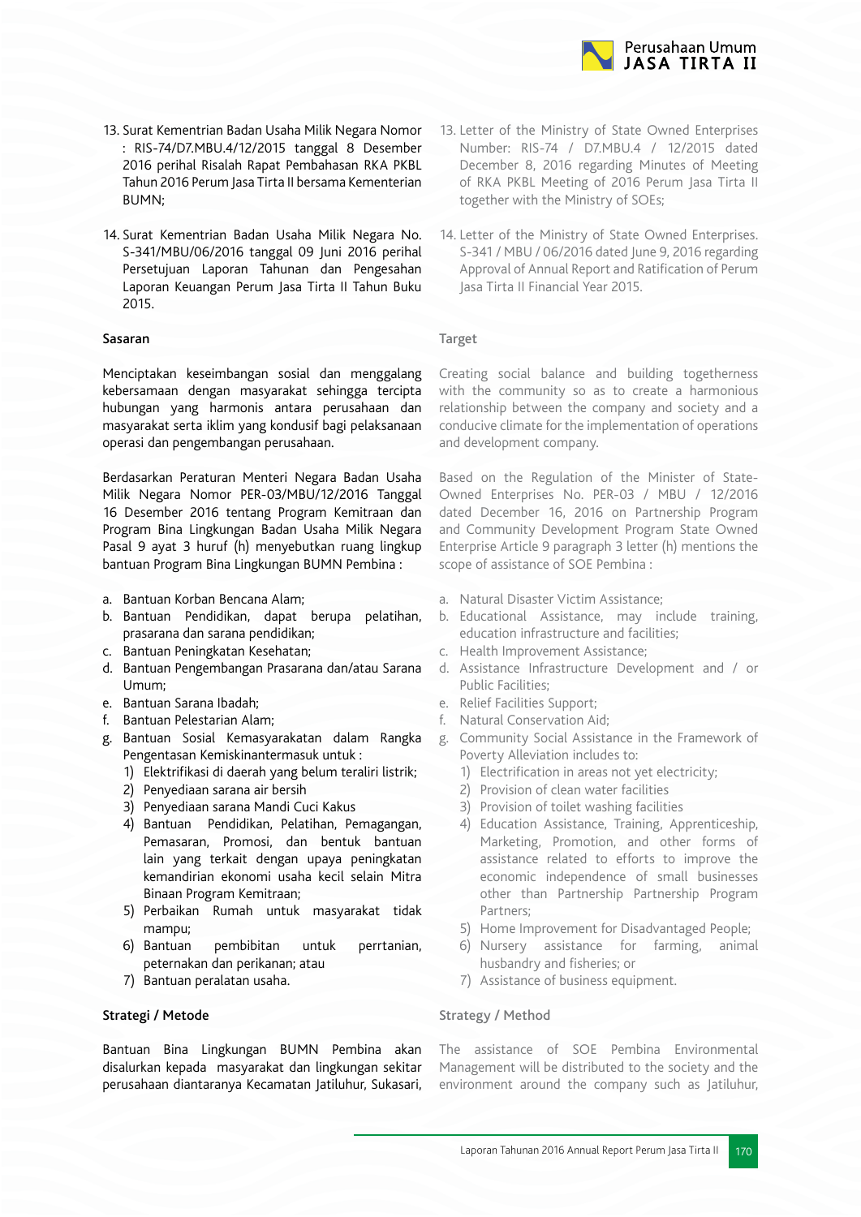13. Surat Kementrian Badan Usaha Milik Negara Nomor : RIS-74/D7.MBU.4/12/2015 tanggal 8 Desember 2016 perihal Risalah Rapat Pembahasan RKA PKBL Tahun 2016 Perum Jasa Tirta II bersama Kementerian BUMN;

14. Surat Kementrian Badan Usaha Milik Negara No. S-341/MBU/06/2016 tanggal 09 Juni 2016 perihal Persetujuan Laporan Tahunan dan Pengesahan Laporan Keuangan Perum Jasa Tirta II Tahun Buku 2015.

**Sasaran**

Menciptakan keseimbangan sosial dan menggalang kebersamaan dengan masyarakat sehingga tercipta hubungan yang harmonis antara perusahaan dan masyarakat serta iklim yang kondusif bagi pelaksanaan operasi dan pengembangan perusahaan.

Berdasarkan Peraturan Menteri Negara Badan Usaha Milik Negara Nomor PER-03/MBU/12/2016 Tanggal 16 Desember 2016 tentang Program Kemitraan dan Program Bina Lingkungan Badan Usaha Milik Negara Pasal 9 ayat 3 huruf (h) menyebutkan ruang lingkup bantuan Program Bina Lingkungan BUMN Pembina :

a. Bantuan Korban Bencana Alam;
b. Bantuan Pendidikan, dapat berupa pelatihan, prasarana dan sarana pendidikan;
c. Bantuan Peningkatan Kesehatan;
d. Bantuan Pengembangan Prasarana dan/atau Sarana Umum;
e. Bantuan Sarana Ibadah;
f. Bantuan Pelestarian Alam;
g. Bantuan Sosial Kemasyarakatan dalam Rangka Pengentasan Kemiskinantermasuk untuk :
   1) Elektrifikasi di daerah yang belum teraliri listrik;
   2) Penyediaan sarana air bersih
   3) Penyediaan sarana Mandi Cuci Kakus
   4) Bantuan Pendidikan, Pelatihan, Pemagangan, Pemasaran, Promosi, dan bentuk bantuan lain yang terkait dengan upaya peningkatan kemandirian ekonomi usaha kecil selain Mitra Binaan Program Kemitraan;
   5) Perbaikan Rumah untuk masyarakat tidak mampu;
   6) Bantuan pembibitan untuk perrtanian, peternakan dan perikanan; atau
   7) Bantuan peralatan usaha.

**Strategi / Metode**

Bantuan Bina Lingkungan BUMN Pembina akan disalurkan kepada masyarakat dan lingkungan sekitar perusahaan diantaranya Kecamatan Jatiluhur, Sukasari,

13. Letter of the Ministry of State Owned Enterprises Number: RIS-74 / D7.MBU.4 / 12/2015 dated December 8, 2016 regarding Minutes of Meeting of RKA PKBL Meeting of 2016 Perum Jasa Tirta II together with the Ministry of SOEs;

14. Letter of the Ministry of State Owned Enterprises. S-341 / MBU / 06/2016 dated June 9, 2016 regarding Approval of Annual Report and Ratification of Perum Jasa Tirta II Financial Year 2015.

**Target**

Creating social balance and building togetherness with the community so as to create a harmonious relationship between the company and society and a conducive climate for the implementation of operations and development company.

Based on the Regulation of the Minister of State-Owned Enterprises No. PER-03 / MBU / 12/2016 dated December 16, 2016 on Partnership Program and Community Development Program State Owned Enterprise Article 9 paragraph 3 letter (h) mentions the scope of assistance of SOE Pembina :

a. Natural Disaster Victim Assistance;
b. Educational Assistance, may include training, education infrastructure and facilities;
c. Health Improvement Assistance;
d. Assistance Infrastructure Development and / or Public Facilities;
e. Relief Facilities Support;
f. Natural Conservation Aid;
g. Community Social Assistance in the Framework of Poverty Alleviation includes to:
   1) Electrification in areas not yet electricity;
   2) Provision of clean water facilities
   3) Provision of toilet washing facilities
   4) Education Assistance, Training, Apprenticeship, Marketing, Promotion, and other forms of assistance related to efforts to improve the economic independence of small businesses other than Partnership Partnership Program Partners;
   5) Home Improvement for Disadvantaged People;
   6) Nursery assistance for farming, animal husbandry and fisheries; or
   7) Assistance of business equipment.

**Strategy / Method**

The assistance of SOE Pembina Environmental Management will be distributed to the society and the environment around the company such as Jatiluhur,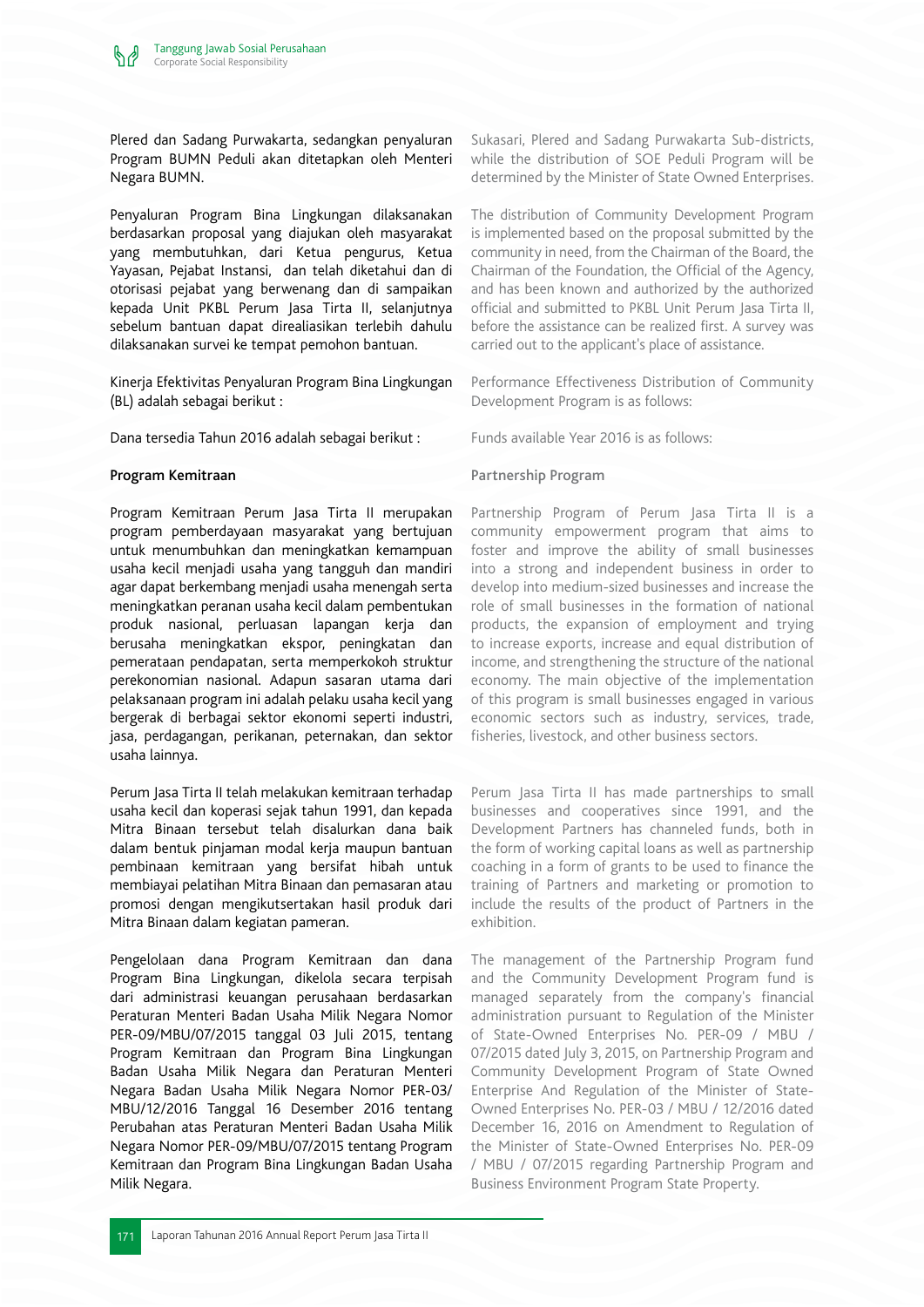Plered dan Sadang Purwakarta, sedangkan penyaluran Program BUMN Peduli akan ditetapkan oleh Menteri Negara BUMN.

Penyaluran Program Bina Lingkungan dilaksanakan berdasarkan proposal yang diajukan oleh masyarakat yang membutuhkan, dari Ketua pengurus, Ketua Yayasan, Pejabat Instansi, dan telah diketahui dan di otorisasi pejabat yang berwenang dan di sampaikan kepada Unit PKBL Perum Jasa Tirta II, selanjutnya sebelum bantuan dapat direalisasikan terlebih dahulu dilaksanakan survei ke tempat pemohon bantuan.

Kinerja Efektivitas Penyaluran Program Bina Lingkungan (BL) adalah sebagai berikut :

Dana tersedia Tahun 2016 adalah sebagai berikut :

**Program Kemitraan**

Program Kemitraan Perum Jasa Tirta II merupakan program pemberdayaan masyarakat yang bertujuan untuk menumbuhkan dan meningkatkan kemampuan usaha kecil menjadi usaha yang tangguh dan mandiri agar dapat berkembang menjadi usaha menengah serta meningkatkan peranan usaha kecil dalam pembentukan produk nasional, perluasan lapangan kerja dan berusaha meningkatkan ekspor, peningkatan dan pemerataan pendapatan, serta memperkokoh struktur perekonomian nasional. Adapun sasaran utama dari pelaksanaan program ini adalah pelaku usaha kecil yang bergerak di berbagai sektor ekonomi seperti industri, jasa, perdagangan, perikanan, peternakan, dan sektor usaha lainnya.

Perum Jasa Tirta II telah melakukan kemitraan terhadap usaha kecil dan koperasi sejak tahun 1991, dan kepada Mitra Binaan tersebut telah disalurkan dana baik dalam bentuk pinjaman modal kerja maupun bantuan pembinaan kemitraan yang bersifat hibah untuk membiayai pelatihan Mitra Binaan dan pemasaran atau promosi dengan mengikutsertakan hasil produk dari Mitra Binaan dalam kegiatan pameran.

Pengelolaan dana Program Kemitraan dan dana Program Bina Lingkungan, dikelola secara terpisah dari administrasi keuangan perusahaan berdasarkan Peraturan Menteri Badan Usaha Milik Negara Nomor PER-09/MBU/07/2015 tanggal 03 Juli 2015, tentang Program Kemitraan dan Program Bina Lingkungan Badan Usaha Milik Negara dan Peraturan Menteri Negara Badan Usaha Milik Negara Nomor PER-03/MBU/12/2016 Tanggal 16 Desember 2016 tentang Perubahan atas Peraturan Menteri Badan Usaha Milik Negara Nomor PER-09/MBU/07/2015 tentang Program Kemitraan dan Program Bina Lingkungan Badan Usaha Milik Negara.

Sukasari, Plered and Sadang Purwakarta Sub-districts, while the distribution of SOE Peduli Program will be determined by the Minister of State Owned Enterprises.

The distribution of Community Development Program is implemented based on the proposal submitted by the community in need, from the Chairman of the Board, the Chairman of the Foundation, the Official of the Agency, and has been known and authorized by the authorized official and submitted to PKBL Unit Perum Jasa Tirta II, before the assistance can be realized first. A survey was carried out to the applicant's place of assistance.

Performance Effectiveness Distribution of Community Development Program is as follows:

Funds available Year 2016 is as follows:

**Partnership Program**

Partnership Program of Perum Jasa Tirta II is a community empowerment program that aims to foster and improve the ability of small businesses into a strong and independent business in order to develop into medium-sized businesses and increase the role of small businesses in the formation of national products, the expansion of employment and trying to increase exports, increase and equal distribution of income, and strengthening the structure of the national economy. The main objective of the implementation of this program is small businesses engaged in various economic sectors such as industry, services, trade, fisheries, livestock, and other business sectors.

Perum Jasa Tirta II has made partnerships to small businesses and cooperatives since 1991, and the Development Partners has channeled funds, both in the form of working capital loans as well as partnership coaching in a form of grants to be used to finance the training of Partners and marketing or promotion to include the results of the product of Partners in the exhibition.

The management of the Partnership Program fund and the Community Development Program fund is managed separately from the company's financial administration pursuant to Regulation of the Minister of State-Owned Enterprises No. PER-09 / MBU / 07/2015 dated July 3, 2015, on Partnership Program and Community Development Program of State Owned Enterprise And Regulation of the Minister of State-Owned Enterprises No. PER-03 / MBU / 12/2016 dated December 16, 2016 on Amendment to Regulation of the Minister of State-Owned Enterprises No. PER-09 / MBU / 07/2015 regarding Partnership Program and Business Environment Program State Property.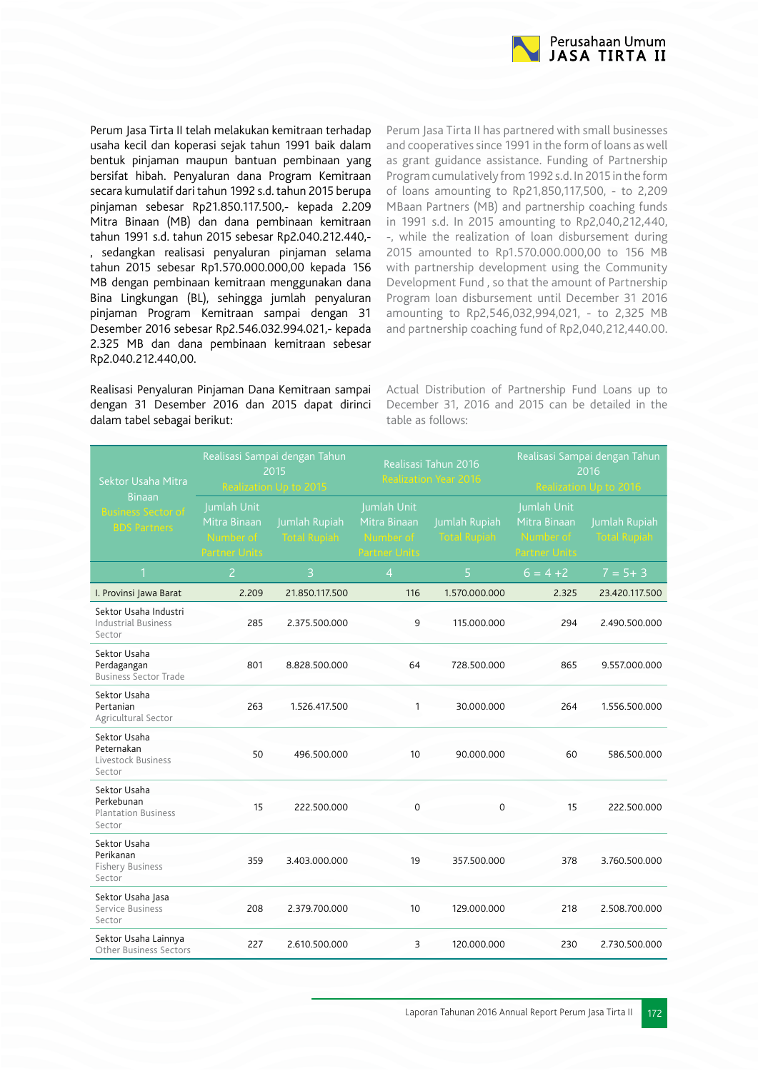Perum Jasa Tirta II telah melakukan kemitraan terhadap usaha kecil dan koperasi sejak tahun 1991 baik dalam bentuk pinjaman maupun bantuan pembinaan yang bersifat hibah. Penyaluran dana Program Kemitraan secara kumulatif dari tahun 1992 s.d. tahun 2015 berupa pinjaman sebesar Rp21.850.117.500,- kepada 2.209 Mitra Binaan (MB) dan dana pembinaan kemitraan tahun 1991 s.d. tahun 2015 sebesar Rp2.040.212.440,-, sedangkan realisasi penyaluran pinjaman selama tahun 2015 sebesar Rp1.570.000.000,00 kepada 156 MB dengan pembinaan kemitraan menggunakan dana Bina Lingkungan (BL), sehingga jumlah penyaluran pinjaman Program Kemitraan sampai dengan 31 Desember 2016 sebesar Rp2.546.032.994.021,- kepada 2.325 MB dan dana pembinaan kemitraan sebesar Rp2.040.212.440,00.

Perum Jasa Tirta II has partnered with small businesses and cooperatives since 1991 in the form of loans as well as grant guidance assistance. Funding of Partnership Program cumulatively from 1992 s.d. In 2015 in the form of loans amounting to Rp21,850,117,500, - to 2,209 MBaan Partners (MB) and partnership coaching funds in 1991 s.d. In 2015 amounting to Rp2,040,212,440, -, while the realization of loan disbursement during 2015 amounted to Rp1.570.000.000,00 to 156 MB with partnership development using the Community Development Fund , so that the amount of Partnership Program loan disbursement until December 31 2016 amounting to Rp2,546,032,994,021, - to 2,325 MB and partnership coaching fund of Rp2,040,212,440.00.

Realisasi Penyaluran Pinjaman Dana Kemitraan sampai dengan 31 Desember 2016 dan 2015 dapat dirinci dalam tabel sebagai berikut:

Actual Distribution of Partnership Fund Loans up to December 31, 2016 and 2015 can be detailed in the table as follows:

| Sektor Usaha Mitra Binaan / Business Sector of BDS Partners | Realisasi Sampai dengan Tahun 2015 / Realization Up to 2015 | | Realisasi Tahun 2016 / Realization Year 2016 | | Realisasi Sampai dengan Tahun 2016 / Realization Up to 2016 | |
|---|---|---|---|---|---|---|
| | Jumlah Unit Mitra Binaan / Number of Partner Units | Jumlah Rupiah / Total Rupiah | Jumlah Unit Mitra Binaan / Number of Partner Units | Jumlah Rupiah / Total Rupiah | Jumlah Unit Mitra Binaan / Number of Partner Units | Jumlah Rupiah / Total Rupiah |
| 1 | 2 | 3 | 4 | 5 | 6 = 4 +2 | 7 = 5+ 3 |
| I. Provinsi Jawa Barat | 2.209 | 21.850.117.500 | 116 | 1.570.000.000 | 2.325 | 23.420.117.500 |
| Sektor Usaha Industri / Industrial Business Sector | 285 | 2.375.500.000 | 9 | 115.000.000 | 294 | 2.490.500.000 |
| Sektor Usaha Perdagangan / Business Sector Trade | 801 | 8.828.500.000 | 64 | 728.500.000 | 865 | 9.557.000.000 |
| Sektor Usaha Pertanian / Agricultural Sector | 263 | 1.526.417.500 | 1 | 30.000.000 | 264 | 1.556.500.000 |
| Sektor Usaha Peternakan / Livestock Business Sector | 50 | 496.500.000 | 10 | 90.000.000 | 60 | 586.500.000 |
| Sektor Usaha Perkebunan / Plantation Business Sector | 15 | 222.500.000 | 0 | 0 | 15 | 222.500.000 |
| Sektor Usaha Perikanan / Fishery Business Sector | 359 | 3.403.000.000 | 19 | 357.500.000 | 378 | 3.760.500.000 |
| Sektor Usaha Jasa / Service Business Sector | 208 | 2.379.700.000 | 10 | 129.000.000 | 218 | 2.508.700.000 |
| Sektor Usaha Lainnya / Other Business Sectors | 227 | 2.610.500.000 | 3 | 120.000.000 | 230 | 2.730.500.000 |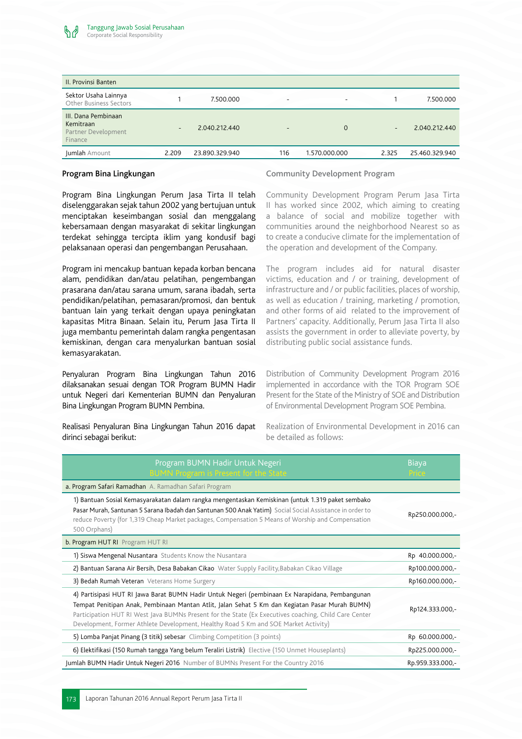| II. Provinsi Banten | | | | | | |
|---|---|---|---|---|---|---|
| Sektor Usaha Lainnya Other Business Sectors | 1 | 7.500.000 | - | - | 1 | 7.500.000 |
| III. Dana Pembinaan Kemitraan Partner Development Finance | - | 2.040.212.440 | - | 0 | - | 2.040.212.440 |
| Jumlah Amount | 2.209 | 23.890.329.940 | 116 | 1.570.000.000 | 2.325 | 25.460.329.940 |

## Program Bina Lingkungan

Program Bina Lingkungan Perum Jasa Tirta II telah diselenggarakan sejak tahun 2002 yang bertujuan untuk menciptakan keseimbangan sosial dan menggalang kebersamaan dengan masyarakat di sekitar lingkungan terdekat sehingga tercipta iklim yang kondusif bagi pelaksanaan operasi dan pengembangan Perusahaan.

Program ini mencakup bantuan kepada korban bencana alam, pendidikan dan/atau pelatihan, pengembangan prasarana dan/atau sarana umum, sarana ibadah, serta pendidikan/pelatihan, pemasaran/promosi, dan bentuk bantuan lain yang terkait dengan upaya peningkatan kapasitas Mitra Binaan. Selain itu, Perum Jasa Tirta II juga membantu pemerintah dalam rangka pengentasan kemiskinan, dengan cara menyalurkan bantuan sosial kemasyarakatan.

Penyaluran Program Bina Lingkungan Tahun 2016 dilaksanakan sesuai dengan TOR Program BUMN Hadir untuk Negeri dari Kementerian BUMN dan Penyaluran Bina Lingkungan Program BUMN Pembina.

Realisasi Penyaluran Bina Lingkungan Tahun 2016 dapat dirinci sebagai berikut:

## Community Development Program

Community Development Program Perum Jasa Tirta II has worked since 2002, which aiming to creating a balance of social and mobilize together with communities around the neighborhood Nearest so as to create a conducive climate for the implementation of the operation and development of the Company.

The program includes aid for natural disaster victims, education and / or training, development of infrastructure and / or public facilities, places of worship, as well as education / training, marketing / promotion, and other forms of aid related to the improvement of Partners' capacity. Additionally, Perum Jasa Tirta II also assists the government in order to alleviate poverty, by distributing public social assistance funds.

Distribution of Community Development Program 2016 implemented in accordance with the TOR Program SOE Present for the State of the Ministry of SOE and Distribution of Environmental Development Program SOE Pembina.

Realization of Environmental Development in 2016 can be detailed as follows:

| Program BUMN Hadir Untuk Negeri BUMN Program is Present for the State | Biaya Price |
|---|---|
| a. Program Safari Ramadhan A. Ramadhan Safari Program | |
| 1) Bantuan Sosial Kemasyarakatan dalam rangka mengentaskan Kemiskinan (untuk 1.319 paket sembako Pasar Murah, Santunan 5 Sarana Ibadah dan Santunan 500 Anak Yatim) Social Social Assistance in order to reduce Poverty (for 1,319 Cheap Market packages, Compensation 5 Means of Worship and Compensation 500 Orphans) | Rp250.000.000,- |
| b. Program HUT RI Program HUT RI | |
| 1) Siswa Mengenal Nusantara Students Know the Nusantara | Rp 40.000.000,- |
| 2) Bantuan Sarana Air Bersih, Desa Babakan Cikao Water Supply Facility,Babakan Cikao Village | Rp100.000.000,- |
| 3) Bedah Rumah Veteran Veterans Home Surgery | Rp160.000.000,- |
| 4) Partisipasi HUT RI Jawa Barat BUMN Hadir Untuk Negeri (pembinaan Ex Narapidana, Pembangunan Tempat Penitipan Anak, Pembinaan Mantan Atlit, Jalan Sehat 5 Km dan Kegiatan Pasar Murah BUMN) Participation HUT RI West Java BUMNs Present for the State (Ex Executives coaching, Child Care Center Development, Former Athlete Development, Healthy Road 5 Km and SOE Market Activity) | Rp124.333.000,- |
| 5) Lomba Panjat Pinang (3 titik) sebesar Climbing Competition (3 points) | Rp 60.000.000,- |
| 6) Elektifikasi (150 Rumah tangga Yang belum Teraliri Listrik) Elective (150 Unmet Houseplants) | Rp225.000.000,- |
| Jumlah BUMN Hadir Untuk Negeri 2016 Number of BUMNs Present For the Country 2016 | Rp.959.333.000,- |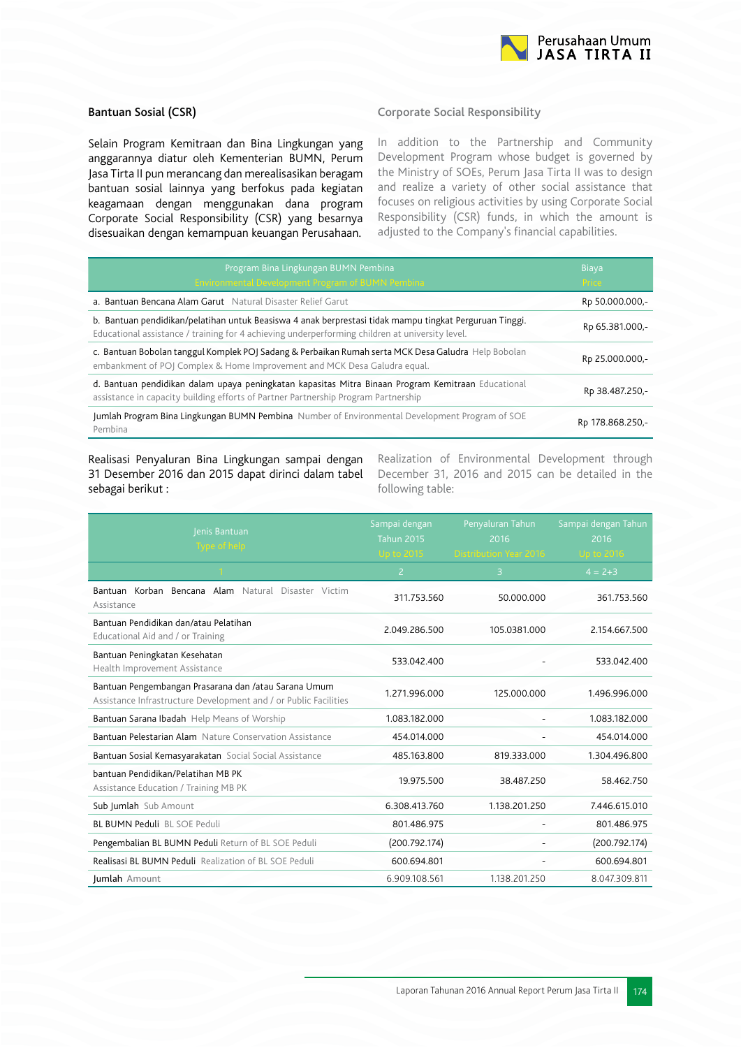## Bantuan Sosial (CSR)

Selain Program Kemitraan dan Bina Lingkungan yang anggarannya diatur oleh Kementerian BUMN, Perum Jasa Tirta II pun merancang dan merealisasikan beragam bantuan sosial lainnya yang berfokus pada kegiatan keagamaan dengan menggunakan dana program Corporate Social Responsibility (CSR) yang besarnya disesuaikan dengan kemampuan keuangan Perusahaan.

## Corporate Social Responsibility

In addition to the Partnership and Community Development Program whose budget is governed by the Ministry of SOEs, Perum Jasa Tirta II was to design and realize a variety of other social assistance that focuses on religious activities by using Corporate Social Responsibility (CSR) funds, in which the amount is adjusted to the Company's financial capabilities.

| Program Bina Lingkungan BUMN Pembina Environmental Development Program of BUMN Pembina | Biaya Price |
|---|---|
| a. Bantuan Bencana Alam Garut Natural Disaster Relief Garut | Rp 50.000.000,- |
| b. Bantuan pendidikan/pelatihan untuk Beasiswa 4 anak berprestasi tidak mampu tingkat Perguruan Tinggi. Educational assistance / training for 4 achieving underperforming children at university level. | Rp 65.381.000,- |
| c. Bantuan Bobolan tanggul Komplek POJ Sadang & Perbaikan Rumah serta MCK Desa Galudra Help Bobolan embankment of POJ Complex & Home Improvement and MCK Desa Galudra equal. | Rp 25.000.000,- |
| d. Bantuan pendidikan dalam upaya peningkatan kapasitas Mitra Binaan Program Kemitraan Educational assistance in capacity building efforts of Partner Partnership Program Partnership | Rp 38.487.250,- |
| Jumlah Program Bina Lingkungan BUMN Pembina Number of Environmental Development Program of SOE Pembina | Rp 178.868.250,- |

Realisasi Penyaluran Bina Lingkungan sampai dengan 31 Desember 2016 dan 2015 dapat dirinci dalam tabel sebagai berikut :

Realization of Environmental Development through December 31, 2016 and 2015 can be detailed in the following table:

| Jenis Bantuan Type of help | Sampai dengan Tahun 2015 Up to 2015 | Penyaluran Tahun 2016 Distribution Year 2016 | Sampai dengan Tahun 2016 Up to 2016 |
|---|---|---|---|
| 1 | 2 | 3 | 4 = 2+3 |
| Bantuan Korban Bencana Alam Natural Disaster Victim Assistance | 311.753.560 | 50.000.000 | 361.753.560 |
| Bantuan Pendidikan dan/atau Pelatihan Educational Aid and / or Training | 2.049.286.500 | 105.0381.000 | 2.154.667.500 |
| Bantuan Peningkatan Kesehatan Health Improvement Assistance | 533.042.400 | - | 533.042.400 |
| Bantuan Pengembangan Prasarana dan /atau Sarana Umum Assistance Infrastructure Development and / or Public Facilities | 1.271.996.000 | 125.000.000 | 1.496.996.000 |
| Bantuan Sarana Ibadah Help Means of Worship | 1.083.182.000 | - | 1.083.182.000 |
| Bantuan Pelestarian Alam Nature Conservation Assistance | 454.014.000 | - | 454.014.000 |
| Bantuan Sosial Kemasyarakatan Social Social Assistance | 485.163.800 | 819.333.000 | 1.304.496.800 |
| bantuan Pendidikan/Pelatihan MB PK Assistance Education / Training MB PK | 19.975.500 | 38.487.250 | 58.462.750 |
| Sub Jumlah Sub Amount | 6.308.413.760 | 1.138.201.250 | 7.446.615.010 |
| BL BUMN Peduli BL SOE Peduli | 801.486.975 | - | 801.486.975 |
| Pengembalian BL BUMN Peduli Return of BL SOE Peduli | (200.792.174) | - | (200.792.174) |
| Realisasi BL BUMN Peduli Realization of BL SOE Peduli | 600.694.801 | - | 600.694.801 |
| Jumlah Amount | 6.909.108.561 | 1.138.201.250 | 8.047.309.811 |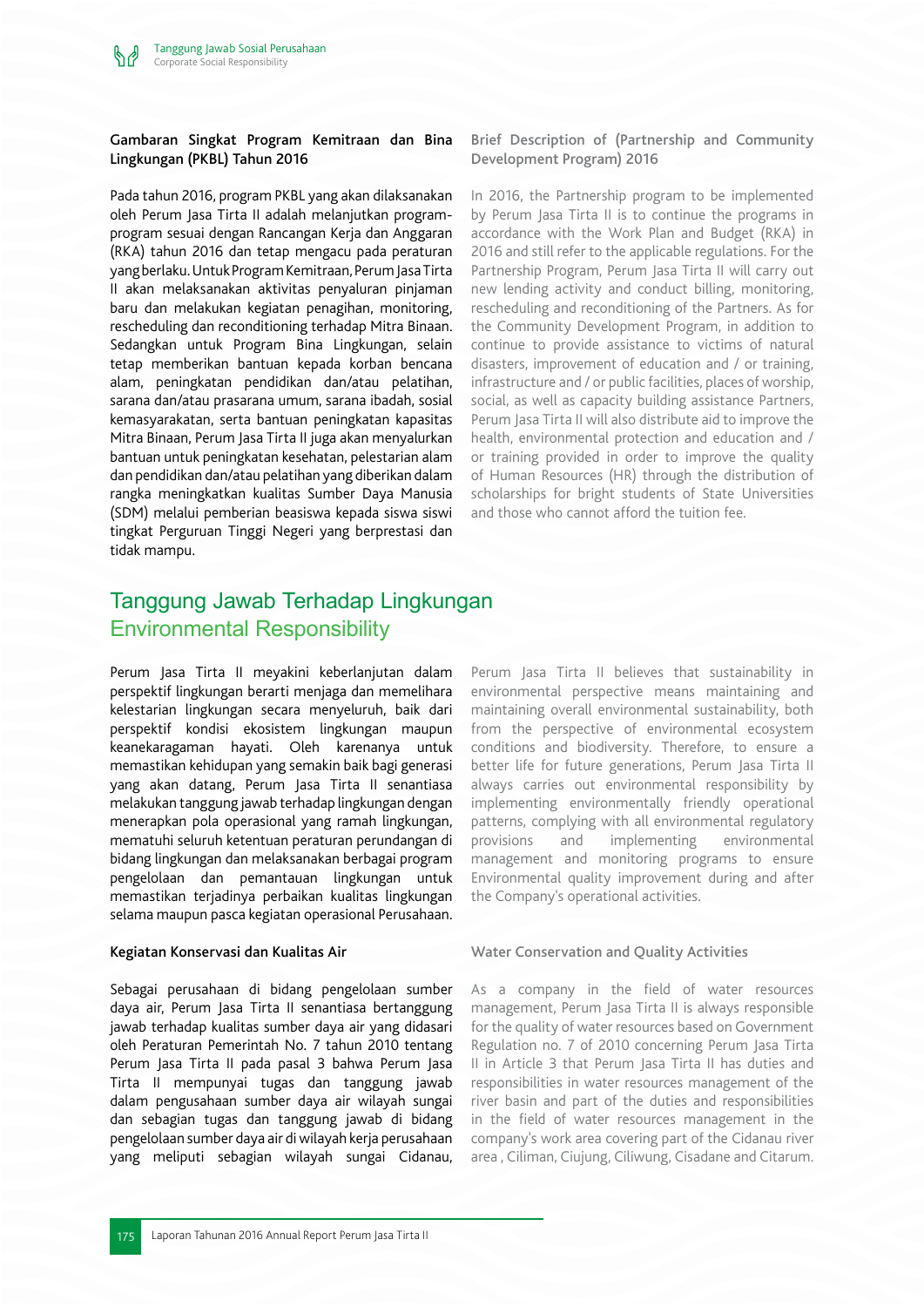### Gambaran Singkat Program Kemitraan dan Bina Lingkungan (PKBL) Tahun 2016

Pada tahun 2016, program PKBL yang akan dilaksanakan oleh Perum Jasa Tirta II adalah melanjutkan program-program sesuai dengan Rancangan Kerja dan Anggaran (RKA) tahun 2016 dan tetap mengacu pada peraturan yang berlaku. Untuk Program Kemitraan, Perum Jasa Tirta II akan melaksanakan aktivitas penyaluran pinjaman baru dan melakukan kegiatan penagihan, monitoring, rescheduling dan reconditioning terhadap Mitra Binaan. Sedangkan untuk Program Bina Lingkungan, selain tetap memberikan bantuan kepada korban bencana alam, peningkatan pendidikan dan/atau pelatihan, sarana dan/atau prasarana umum, sarana ibadah, sosial kemasyarakatan, serta bantuan peningkatan kapasitas Mitra Binaan, Perum Jasa Tirta II juga akan menyalurkan bantuan untuk peningkatan kesehatan, pelestarian alam dan pendidikan dan/atau pelatihan yang diberikan dalam rangka meningkatkan kualitas Sumber Daya Manusia (SDM) melalui pemberian beasiswa kepada siswa siswi tingkat Perguruan Tinggi Negeri yang berprestasi dan tidak mampu.

### Brief Description of (Partnership and Community Development Program) 2016

In 2016, the Partnership program to be implemented by Perum Jasa Tirta II is to continue the programs in accordance with the Work Plan and Budget (RKA) in 2016 and still refer to the applicable regulations. For the Partnership Program, Perum Jasa Tirta II will carry out new lending activity and conduct billing, monitoring, rescheduling and reconditioning of the Partners. As for the Community Development Program, in addition to continue to provide assistance to victims of natural disasters, improvement of education and / or training, infrastructure and / or public facilities, places of worship, social, as well as capacity building assistance Partners, Perum Jasa Tirta II will also distribute aid to improve the health, environmental protection and education and / or training provided in order to improve the quality of Human Resources (HR) through the distribution of scholarships for bright students of State Universities and those who cannot afford the tuition fee.

## Tanggung Jawab Terhadap Lingkungan
## Environmental Responsibility

Perum Jasa Tirta II meyakini keberlanjutan dalam perspektif lingkungan berarti menjaga dan memelihara kelestarian lingkungan secara menyeluruh, baik dari perspektif kondisi ekosistem lingkungan maupun keanekaragaman hayati. Oleh karenanya untuk memastikan kehidupan yang semakin baik bagi generasi yang akan datang, Perum Jasa Tirta II senantiasa melakukan tanggung jawab terhadap lingkungan dengan menerapkan pola operasional yang ramah lingkungan, mematuhi seluruh ketentuan peraturan perundangan di bidang lingkungan dan melaksanakan berbagai program pengelolaan dan pemantauan lingkungan untuk memastikan terjadinya perbaikan kualitas lingkungan selama maupun pasca kegiatan operasional Perusahaan.

Perum Jasa Tirta II believes that sustainability in environmental perspective means maintaining and maintaining overall environmental sustainability, both from the perspective of environmental ecosystem conditions and biodiversity. Therefore, to ensure a better life for future generations, Perum Jasa Tirta II always carries out environmental responsibility by implementing environmentally friendly operational patterns, complying with all environmental regulatory provisions and implementing environmental management and monitoring programs to ensure Environmental quality improvement during and after the Company's operational activities.

### Kegiatan Konservasi dan Kualitas Air

Sebagai perusahaan di bidang pengelolaan sumber daya air, Perum Jasa Tirta II senantiasa bertanggung jawab terhadap kualitas sumber daya air yang didasari oleh Peraturan Pemerintah No. 7 tahun 2010 tentang Perum Jasa Tirta II pada pasal 3 bahwa Perum Jasa Tirta II mempunyai tugas dan tanggung jawab dalam pengusahaan sumber daya air wilayah sungai dan sebagian tugas dan tanggung jawab di bidang pengelolaan sumber daya air di wilayah kerja perusahaan yang meliputi sebagian wilayah sungai Cidanau,

### Water Conservation and Quality Activities

As a company in the field of water resources management, Perum Jasa Tirta II is always responsible for the quality of water resources based on Government Regulation no. 7 of 2010 concerning Perum Jasa Tirta II in Article 3 that Perum Jasa Tirta II has duties and responsibilities in water resources management of the river basin and part of the duties and responsibilities in the field of water resources management in the company's work area covering part of the Cidanau river area , Ciliman, Ciujung, Ciliwung, Cisadane and Citarum.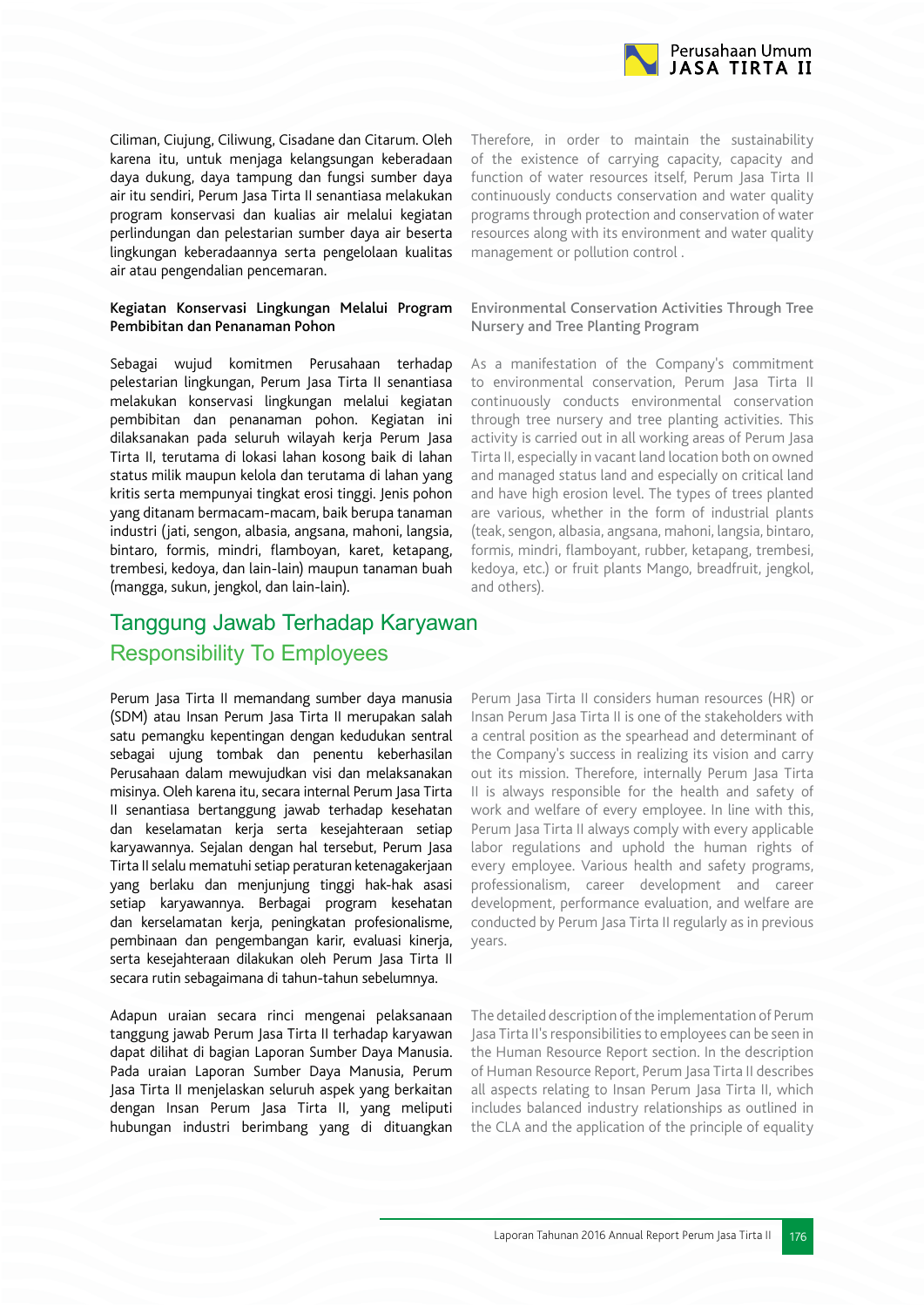Ciliman, Ciujung, Ciliwung, Cisadane dan Citarum. Oleh karena itu, untuk menjaga kelangsungan keberadaan daya dukung, daya tampung dan fungsi sumber daya air itu sendiri, Perum Jasa Tirta II senantiasa melakukan program konservasi dan kualias air melalui kegiatan perlindungan dan pelestarian sumber daya air beserta lingkungan keberadaannya serta pengelolaan kualitas air atau pengendalian pencemaran.

Therefore, in order to maintain the sustainability of the existence of carrying capacity, capacity and function of water resources itself, Perum Jasa Tirta II continuously conducts conservation and water quality programs through protection and conservation of water resources along with its environment and water quality management or pollution control .

**Kegiatan Konservasi Lingkungan Melalui Program Pembibitan dan Penanaman Pohon**

**Environmental Conservation Activities Through Tree Nursery and Tree Planting Program**

Sebagai wujud komitmen Perusahaan terhadap pelestarian lingkungan, Perum Jasa Tirta II senantiasa melakukan konservasi lingkungan melalui kegiatan pembibitan dan penanaman pohon. Kegiatan ini dilaksanakan pada seluruh wilayah kerja Perum Jasa Tirta II, terutama di lokasi lahan kosong baik di lahan status milik maupun kelola dan terutama di lahan yang kritis serta mempunyai tingkat erosi tinggi. Jenis pohon yang ditanam bermacam-macam, baik berupa tanaman industri (jati, sengon, albasia, angsana, mahoni, langsia, bintaro, formis, mindri, flamboyan, karet, ketapang, trembesi, kedoya, dan lain-lain) maupun tanaman buah (mangga, sukun, jengkol, dan lain-lain).

As a manifestation of the Company's commitment to environmental conservation, Perum Jasa Tirta II continuously conducts environmental conservation through tree nursery and tree planting activities. This activity is carried out in all working areas of Perum Jasa Tirta II, especially in vacant land location both on owned and managed status land and especially on critical land and have high erosion level. The types of trees planted are various, whether in the form of industrial plants (teak, sengon, albasia, angsana, mahoni, langsia, bintaro, formis, mindri, flamboyant, rubber, ketapang, trembesi, kedoya, etc.) or fruit plants Mango, breadfruit, jengkol, and others).

## Tanggung Jawab Terhadap Karyawan
## Responsibility To Employees

Perum Jasa Tirta II memandang sumber daya manusia (SDM) atau Insan Perum Jasa Tirta II merupakan salah satu pemangku kepentingan dengan kedudukan sentral sebagai ujung tombak dan penentu keberhasilan Perusahaan dalam mewujudkan visi dan melaksanakan misinya. Oleh karena itu, secara internal Perum Jasa Tirta II senantiasa bertanggung jawab terhadap kesehatan dan keselamatan kerja serta kesejahteraan setiap karyawannya. Sejalan dengan hal tersebut, Perum Jasa Tirta II selalu mematuhi setiap peraturan ketenagakerjaan yang berlaku dan menjunjung tinggi hak-hak asasi setiap karyawannya. Berbagai program kesehatan dan kerselamatan kerja, peningkatan profesionalisme, pembinaan dan pengembangan karir, evaluasi kinerja, serta kesejahteraan dilakukan oleh Perum Jasa Tirta II secara rutin sebagaimana di tahun-tahun sebelumnya.

Perum Jasa Tirta II considers human resources (HR) or Insan Perum Jasa Tirta II is one of the stakeholders with a central position as the spearhead and determinant of the Company's success in realizing its vision and carry out its mission. Therefore, internally Perum Jasa Tirta II is always responsible for the health and safety of work and welfare of every employee. In line with this, Perum Jasa Tirta II always comply with every applicable labor regulations and uphold the human rights of every employee. Various health and safety programs, professionalism, career development and career development, performance evaluation, and welfare are conducted by Perum Jasa Tirta II regularly as in previous years.

Adapun uraian secara rinci mengenai pelaksanaan tanggung jawab Perum Jasa Tirta II terhadap karyawan dapat dilihat di bagian Laporan Sumber Daya Manusia. Pada uraian Laporan Sumber Daya Manusia, Perum Jasa Tirta II menjelaskan seluruh aspek yang berkaitan dengan Insan Perum Jasa Tirta II, yang meliputi hubungan industri berimbang yang di dituangkan

The detailed description of the implementation of Perum Jasa Tirta II's responsibilities to employees can be seen in the Human Resource Report section. In the description of Human Resource Report, Perum Jasa Tirta II describes all aspects relating to Insan Perum Jasa Tirta II, which includes balanced industry relationships as outlined in the CLA and the application of the principle of equality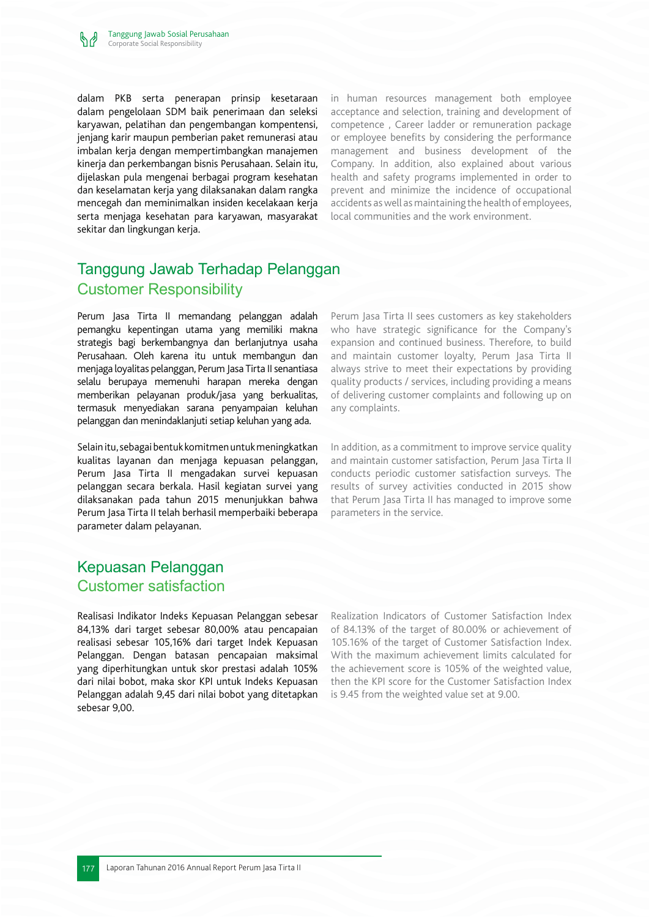dalam PKB serta penerapan prinsip kesetaraan dalam pengelolaan SDM baik penerimaan dan seleksi karyawan, pelatihan dan pengembangan kompentensi, jenjang karir maupun pemberian paket remunerasi atau imbalan kerja dengan mempertimbangkan manajemen kinerja dan perkembangan bisnis Perusahaan. Selain itu, dijelaskan pula mengenai berbagai program kesehatan dan keselamatan kerja yang dilaksanakan dalam rangka mencegah dan meminimalkan insiden kecelakaan kerja serta menjaga kesehatan para karyawan, masyarakat sekitar dan lingkungan kerja.

in human resources management both employee acceptance and selection, training and development of competence , Career ladder or remuneration package or employee benefits by considering the performance management and business development of the Company. In addition, also explained about various health and safety programs implemented in order to prevent and minimize the incidence of occupational accidents as well as maintaining the health of employees, local communities and the work environment.

## Tanggung Jawab Terhadap Pelanggan
## Customer Responsibility

Perum Jasa Tirta II memandang pelanggan adalah pemangku kepentingan utama yang memiliki makna strategis bagi berkembangnya dan berlanjutnya usaha Perusahaan. Oleh karena itu untuk membangun dan menjaga loyalitas pelanggan, Perum Jasa Tirta II senantiasa selalu berupaya memenuhi harapan mereka dengan memberikan pelayanan produk/jasa yang berkualitas, termasuk menyediakan sarana penyampaian keluhan pelanggan dan menindaklanjuti setiap keluhan yang ada.

Perum Jasa Tirta II sees customers as key stakeholders who have strategic significance for the Company's expansion and continued business. Therefore, to build and maintain customer loyalty, Perum Jasa Tirta II always strive to meet their expectations by providing quality products / services, including providing a means of delivering customer complaints and following up on any complaints.

Selain itu, sebagai bentuk komitmen untuk meningkatkan kualitas layanan dan menjaga kepuasan pelanggan, Perum Jasa Tirta II mengadakan survei kepuasan pelanggan secara berkala. Hasil kegiatan survei yang dilaksanakan pada tahun 2015 menunjukkan bahwa Perum Jasa Tirta II telah berhasil memperbaiki beberapa parameter dalam pelayanan.

In addition, as a commitment to improve service quality and maintain customer satisfaction, Perum Jasa Tirta II conducts periodic customer satisfaction surveys. The results of survey activities conducted in 2015 show that Perum Jasa Tirta II has managed to improve some parameters in the service.

## Kepuasan Pelanggan
## Customer satisfaction

Realisasi Indikator Indeks Kepuasan Pelanggan sebesar 84,13% dari target sebesar 80,00% atau pencapaian realisasi sebesar 105,16% dari target Indek Kepuasan Pelanggan. Dengan batasan pencapaian maksimal yang diperhitungkan untuk skor prestasi adalah 105% dari nilai bobot, maka skor KPI untuk Indeks Kepuasan Pelanggan adalah 9,45 dari nilai bobot yang ditetapkan sebesar 9,00.

Realization Indicators of Customer Satisfaction Index of 84.13% of the target of 80.00% or achievement of 105.16% of the target of Customer Satisfaction Index. With the maximum achievement limits calculated for the achievement score is 105% of the weighted value, then the KPI score for the Customer Satisfaction Index is 9.45 from the weighted value set at 9.00.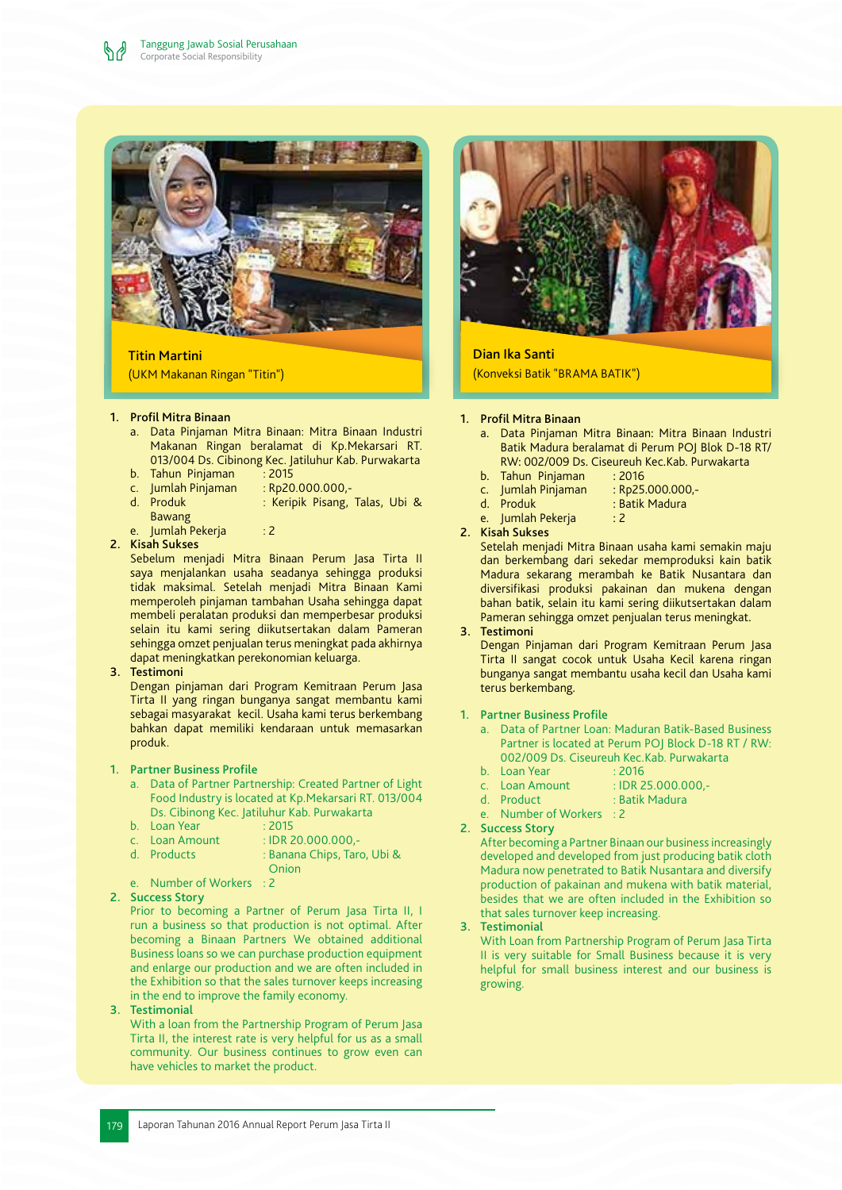**Titin Martini**
(UKM Makanan Ringan "Titin")

1. **Profil Mitra Binaan**
   a. Data Pinjaman Mitra Binaan: Mitra Binaan Industri Makanan Ringan beralamat di Kp.Mekarsari RT. 013/004 Ds. Cibinong Kec. Jatiluhur Kab. Purwakarta
   b. Tahun Pinjaman : 2015
   c. Jumlah Pinjaman : Rp20.000.000,-
   d. Produk : Keripik Pisang, Talas, Ubi & Bawang
   e. Jumlah Pekerja : 2
2. **Kisah Sukses**
   Sebelum menjadi Mitra Binaan Perum Jasa Tirta II saya menjalankan usaha seadanya sehingga produksi tidak maksimal. Setelah menjadi Mitra Binaan Kami memperoleh pinjaman tambahan Usaha sehingga dapat membeli peralatan produksi dan memperbesar produksi selain itu kami sering diikutsertakan dalam Pameran sehingga omzet penjualan terus meningkat pada akhirnya dapat meningkatkan perekonomian keluarga.
3. **Testimoni**
   Dengan pinjaman dari Program Kemitraan Perum Jasa Tirta II yang ringan bunganya sangat membantu kami sebagai masyarakat kecil. Usaha kami terus berkembang bahkan dapat memiliki kendaraan untuk memasarkan produk.

1. **Partner Business Profile**
   a. Data of Partner Partnership: Created Partner of Light Food Industry is located at Kp.Mekarsari RT. 013/004 Ds. Cibinong Kec. Jatiluhur Kab. Purwakarta
   b. Loan Year : 2015
   c. Loan Amount : IDR 20.000.000,-
   d. Products : Banana Chips, Taro, Ubi & Onion
   e. Number of Workers : 2
2. **Success Story**
   Prior to becoming a Partner of Perum Jasa Tirta II, I run a business so that production is not optimal. After becoming a Binaan Partners We obtained additional Business loans so we can purchase production equipment and enlarge our production and we are often included in the Exhibition so that the sales turnover keeps increasing in the end to improve the family economy.
3. **Testimonial**
   With a loan from the Partnership Program of Perum Jasa Tirta II, the interest rate is very helpful for us as a small community. Our business continues to grow even can have vehicles to market the product.

**Dian Ika Santi**
(Konveksi Batik "BRAMA BATIK")

1. **Profil Mitra Binaan**
   a. Data Pinjaman Mitra Binaan: Mitra Binaan Industri Batik Madura beralamat di Perum POJ Blok D-18 RT/ RW: 002/009 Ds. Ciseureuh Kec.Kab. Purwakarta
   b. Tahun Pinjaman : 2016
   c. Jumlah Pinjaman : Rp25.000.000,-
   d. Produk : Batik Madura
   e. Jumlah Pekerja : 2
2. **Kisah Sukses**
   Setelah menjadi Mitra Binaan usaha kami semakin maju dan berkembang dari sekedar memproduksi kain batik Madura sekarang merambah ke Batik Nusantara dan diversifikasi produksi pakainan dan mukena dengan bahan batik, selain itu kami sering diikutsertakan dalam Pameran sehingga omzet penjualan terus meningkat.
3. **Testimoni**
   Dengan Pinjaman dari Program Kemitraan Perum Jasa Tirta II sangat cocok untuk Usaha Kecil karena ringan bunganya sangat membantu usaha kecil dan Usaha kami terus berkembang.

1. **Partner Business Profile**
   a. Data of Partner Loan: Maduran Batik-Based Business Partner is located at Perum POJ Block D-18 RT / RW: 002/009 Ds. Ciseureuh Kec.Kab. Purwakarta
   b. Loan Year : 2016
   c. Loan Amount : IDR 25.000.000,-
   d. Product : Batik Madura
   e. Number of Workers : 2
2. **Success Story**
   After becoming a Partner Binaan our business increasingly developed and developed from just producing batik cloth Madura now penetrated to Batik Nusantara and diversify production of pakainan and mukena with batik material, besides that we are often included in the Exhibition so that sales turnover keep increasing.
3. **Testimonial**
   With Loan from Partnership Program of Perum Jasa Tirta II is very suitable for Small Business because it is very helpful for small business interest and our business is growing.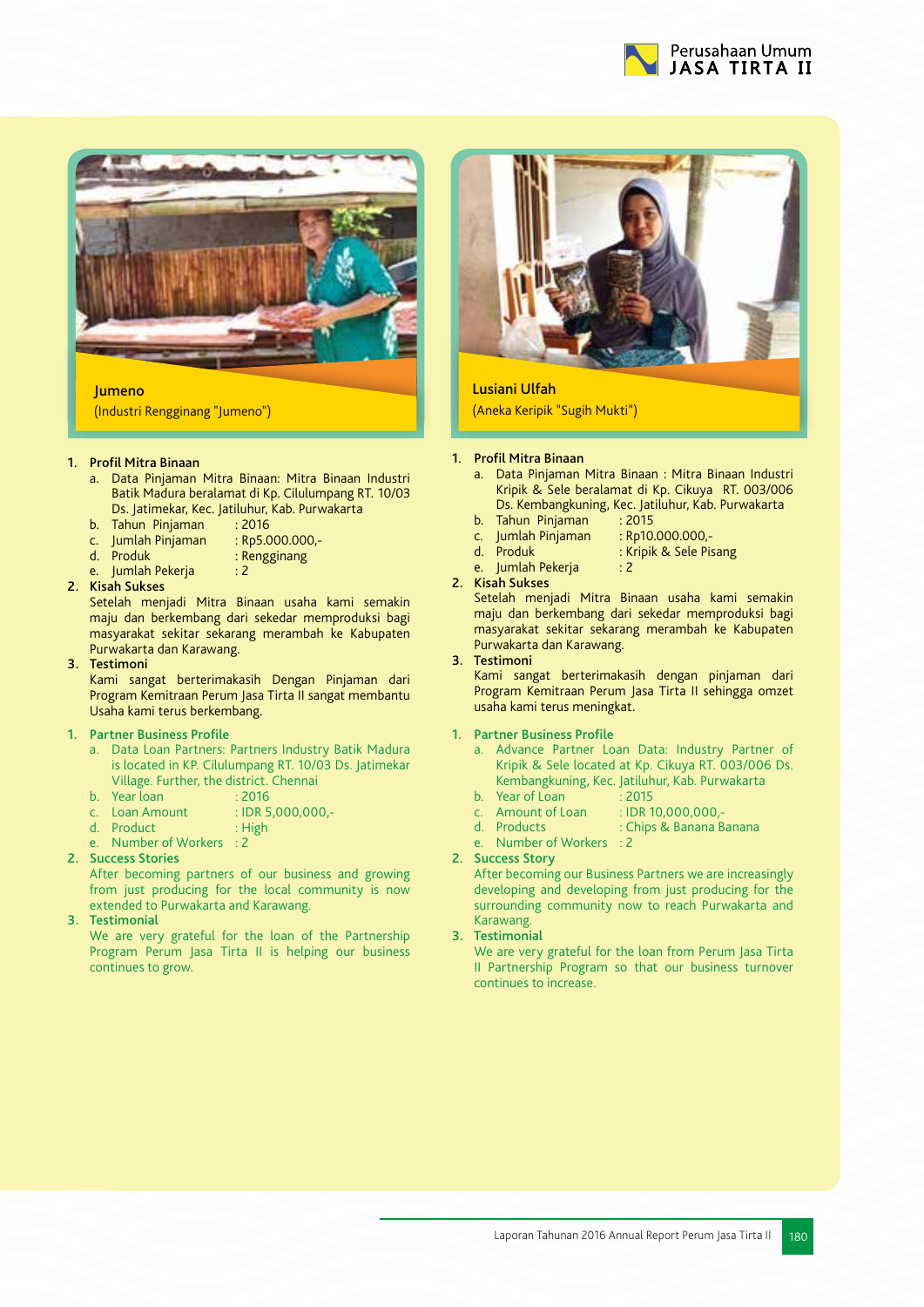**Jumeno**
(Industri Rengginang "Jumeno")

1. **Profil Mitra Binaan**
   a. Data Pinjaman Mitra Binaan: Mitra Binaan Industri Batik Madura beralamat di Kp. Cilulumpang RT. 10/03 Ds. Jatimekar, Kec. Jatiluhur, Kab. Purwakarta
   b. Tahun Pinjaman : 2016
   c. Jumlah Pinjaman : Rp5.000.000,-
   d. Produk : Rengginang
   e. Jumlah Pekerja : 2
2. **Kisah Sukses**
   Setelah menjadi Mitra Binaan usaha kami semakin maju dan berkembang dari sekedar memproduksi bagi masyarakat sekitar sekarang merambah ke Kabupaten Purwakarta dan Karawang.
3. **Testimoni**
   Kami sangat berterimakasih Dengan Pinjaman dari Program Kemitraan Perum Jasa Tirta II sangat membantu Usaha kami terus berkembang.

1. **Partner Business Profile**
   a. Data Loan Partners: Partners Industry Batik Madura is located in KP. Cilulumpang RT. 10/03 Ds. Jatimekar Village. Further, the district. Chennai
   b. Year loan : 2016
   c. Loan Amount : IDR 5,000,000,-
   d. Product : High
   e. Number of Workers : 2
2. **Success Stories**
   After becoming partners of our business and growing from just producing for the local community is now extended to Purwakarta and Karawang.
3. **Testimonial**
   We are very grateful for the loan of the Partnership Program Perum Jasa Tirta II is helping our business continues to grow.

**Lusiani Ulfah**
(Aneka Keripik "Sugih Mukti")

1. **Profil Mitra Binaan**
   a. Data Pinjaman Mitra Binaan : Mitra Binaan Industri Kripik & Sele beralamat di Kp. Cikuya RT. 003/006 Ds. Kembangkuning, Kec. Jatiluhur, Kab. Purwakarta
   b. Tahun Pinjaman : 2015
   c. Jumlah Pinjaman : Rp10.000.000,-
   d. Produk : Kripik & Sele Pisang
   e. Jumlah Pekerja : 2
2. **Kisah Sukses**
   Setelah menjadi Mitra Binaan usaha kami semakin maju dan berkembang dari sekedar memproduksi bagi masyarakat sekitar sekarang merambah ke Kabupaten Purwakarta dan Karawang.
3. **Testimoni**
   Kami sangat berterimakasih dengan pinjaman dari Program Kemitraan Perum Jasa Tirta II sehingga omzet usaha kami terus meningkat.

1. **Partner Business Profile**
   a. Advance Partner Loan Data: Industry Partner of Kripik & Sele located at Kp. Cikuya RT. 003/006 Ds. Kembangkuning, Kec. Jatiluhur, Kab. Purwakarta
   b. Year of Loan : 2015
   c. Amount of Loan : IDR 10,000,000,-
   d. Products : Chips & Banana Banana
   e. Number of Workers : 2
2. **Success Story**
   After becoming our Business Partners we are increasingly developing and developing from just producing for the surrounding community now to reach Purwakarta and Karawang.
3. **Testimonial**
   We are very grateful for the loan from Perum Jasa Tirta II Partnership Program so that our business turnover continues to increase.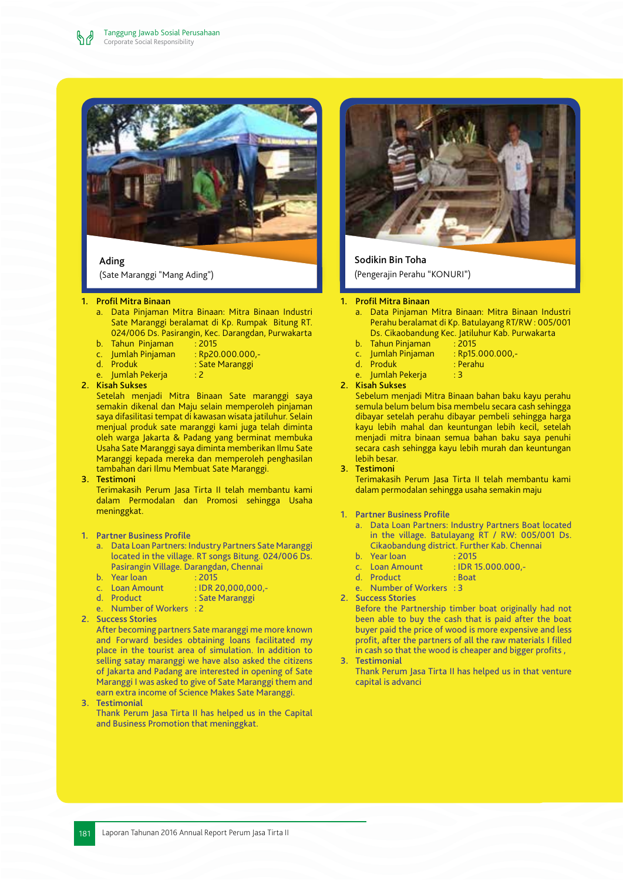## Ading

(Sate Maranggi "Mang Ading")

1. **Profil Mitra Binaan**
   a. Data Pinjaman Mitra Binaan: Mitra Binaan Industri Sate Maranggi beralamat di Kp. Rumpak Bitung RT. 024/006 Ds. Pasirangin, Kec. Darangdan, Purwakarta
   b. Tahun Pinjaman : 2015
   c. Jumlah Pinjaman : Rp20.000.000,-
   d. Produk : Sate Maranggi
   e. Jumlah Pekerja : 2
2. **Kisah Sukses**
   Setelah menjadi Mitra Binaan Sate maranggi saya semakin dikenal dan Maju selain memperoleh pinjaman saya difasilitasi tempat di kawasan wisata jatiluhur. Selain menjual produk sate maranggi kami juga telah diminta oleh warga Jakarta & Padang yang berminat membuka Usaha Sate Maranggi saya diminta memberikan Ilmu Sate Maranggi kepada mereka dan memperoleh penghasilan tambahan dari Ilmu Membuat Sate Maranggi.
3. **Testimoni**
   Terimakasih Perum Jasa Tirta II telah membantu kami dalam Permodalan dan Promosi sehingga Usaha meninggkat.

1. Partner Business Profile
   a. Data Loan Partners: Industry Partners Sate Maranggi located in the village. RT songs Bitung. 024/006 Ds. Pasirangin Village. Darangdan, Chennai
   b. Year loan : 2015
   c. Loan Amount : IDR 20,000,000,-
   d. Product : Sate Maranggi
   e. Number of Workers : 2
2. Success Stories
   After becoming partners Sate maranggi me more known and Forward besides obtaining loans facilitated my place in the tourist area of simulation. In addition to selling satay maranggi we have also asked the citizens of Jakarta and Padang are interested in opening of Sate Maranggi I was asked to give of Sate Maranggi them and earn extra income of Science Makes Sate Maranggi.
3. Testimonial
   Thank Perum Jasa Tirta II has helped us in the Capital and Business Promotion that meninggkat.

## Sodikin Bin Toha

(Pengerajin Perahu "KONURI")

1. **Profil Mitra Binaan**
   a. Data Pinjaman Mitra Binaan: Mitra Binaan Industri Perahu beralamat di Kp. Batulayang RT/RW : 005/001 Ds. Cikaobandung Kec. Jatiluhur Kab. Purwakarta
   b. Tahun Pinjaman : 2015
   c. Jumlah Pinjaman : Rp15.000.000,-
   d. Produk : Perahu
   e. Jumlah Pekerja : 3
2. **Kisah Sukses**
   Sebelum menjadi Mitra Binaan bahan baku kayu perahu semula belum belum bisa membelu secara cash sehingga dibayar setelah perahu dibayar pembeli sehingga harga kayu lebih mahal dan keuntungan lebih kecil, setelah menjadi mitra binaan semua bahan baku saya penuhi secara cash sehingga kayu lebih murah dan keuntungan lebih besar.
3. **Testimoni**
   Terimakasih Perum Jasa Tirta II telah membantu kami dalam permodalan sehingga usaha semakin maju

1. Partner Business Profile
   a. Data Loan Partners: Industry Partners Boat located in the village. Batulayang RT / RW: 005/001 Ds. Cikaobandung district. Further Kab. Chennai
   b. Year loan : 2015
   c. Loan Amount : IDR 15.000.000,-
   d. Product : Boat
   e. Number of Workers : 3
2. Success Stories
   Before the Partnership timber boat originally had not been able to buy the cash that is paid after the boat buyer paid the price of wood is more expensive and less profit, after the partners of all the raw materials I filled in cash so that the wood is cheaper and bigger profits ,
3. Testimonial
   Thank Perum Jasa Tirta II has helped us in that venture capital is advanci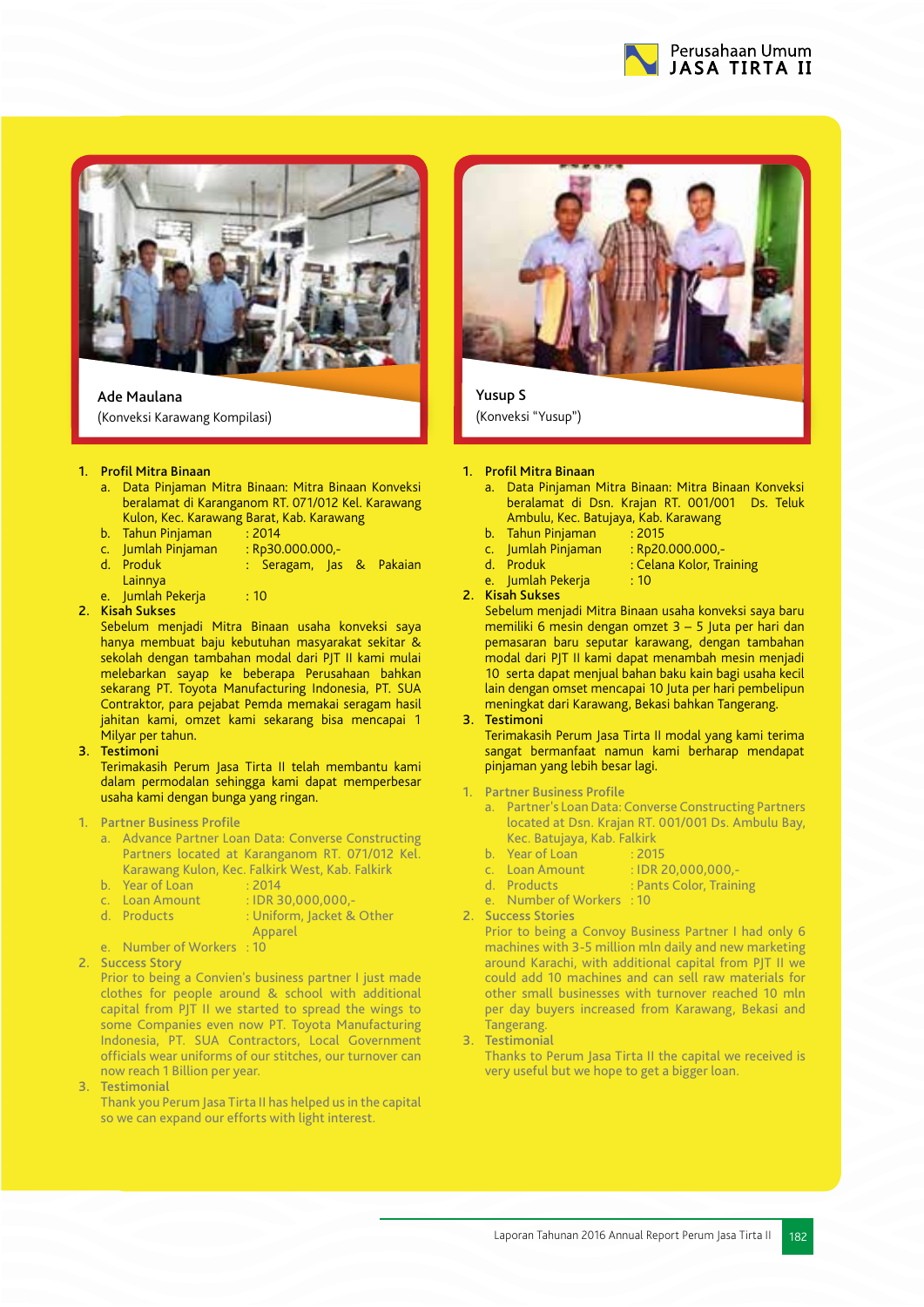**Ade Maulana**
(Konveksi Karawang Kompilasi)

1. **Profil Mitra Binaan**
   a. Data Pinjaman Mitra Binaan: Mitra Binaan Konveksi beralamat di Karanganom RT. 071/012 Kel. Karawang Kulon, Kec. Karawang Barat, Kab. Karawang
   b. Tahun Pinjaman : 2014
   c. Jumlah Pinjaman : Rp30.000.000,-
   d. Produk : Seragam, Jas & Pakaian Lainnya
   e. Jumlah Pekerja : 10
2. **Kisah Sukses**
   Sebelum menjadi Mitra Binaan usaha konveksi saya hanya membuat baju kebutuhan masyarakat sekitar & sekolah dengan tambahan modal dari PJT II kami mulai melebarkan sayap ke beberapa Perusahaan bahkan sekarang PT. Toyota Manufacturing Indonesia, PT. SUA Contraktor, para pejabat Pemda memakai seragam hasil jahitan kami, omzet kami sekarang bisa mencapai 1 Milyar per tahun.
3. **Testimoni**
   Terimakasih Perum Jasa Tirta II telah membantu kami dalam permodalan sehingga kami dapat memperbesar usaha kami dengan bunga yang ringan.

1. Partner Business Profile
   a. Advance Partner Loan Data: Converse Constructing Partners located at Karanganom RT. 071/012 Kel. Karawang Kulon, Kec. Falkirk West, Kab. Falkirk
   b. Year of Loan : 2014
   c. Loan Amount : IDR 30,000,000,-
   d. Products : Uniform, Jacket & Other Apparel
   e. Number of Workers : 10
2. Success Story
   Prior to being a Convien's business partner I just made clothes for people around & school with additional capital from PJT II we started to spread the wings to some Companies even now PT. Toyota Manufacturing Indonesia, PT. SUA Contractors, Local Government officials wear uniforms of our stitches, our turnover can now reach 1 Billion per year.
3. Testimonial
   Thank you Perum Jasa Tirta II has helped us in the capital so we can expand our efforts with light interest.

**Yusup S**
(Konveksi "Yusup")

1. **Profil Mitra Binaan**
   a. Data Pinjaman Mitra Binaan: Mitra Binaan Konveksi beralamat di Dsn. Krajan RT. 001/001 Ds. Teluk Ambulu, Kec. Batujaya, Kab. Karawang
   b. Tahun Pinjaman : 2015
   c. Jumlah Pinjaman : Rp20.000.000,-
   d. Produk : Celana Kolor, Training
   e. Jumlah Pekerja : 10
2. **Kisah Sukses**
   Sebelum menjadi Mitra Binaan usaha konveksi saya baru memiliki 6 mesin dengan omzet 3 – 5 Juta per hari dan pemasaran baru seputar karawang, dengan tambahan modal dari PJT II kami dapat menambah mesin menjadi 10 serta dapat menjual bahan baku kain bagi usaha kecil lain dengan omset mencapai 10 Juta per hari pembelipun meningkat dari Karawang, Bekasi bahkan Tangerang.
3. **Testimoni**
   Terimakasih Perum Jasa Tirta II modal yang kami terima sangat bermanfaat namun kami berharap mendapat pinjaman yang lebih besar lagi.

1. Partner Business Profile
   a. Partner's Loan Data: Converse Constructing Partners located at Dsn. Krajan RT. 001/001 Ds. Ambulu Bay, Kec. Batujaya, Kab. Falkirk
   b. Year of Loan : 2015
   c. Loan Amount : IDR 20,000,000,-
   d. Products : Pants Color, Training
   e. Number of Workers : 10
2. Success Stories
   Prior to being a Convoy Business Partner I had only 6 machines with 3-5 million mln daily and new marketing around Karachi, with additional capital from PJT II we could add 10 machines and can sell raw materials for other small businesses with turnover reached 10 mln per day buyers increased from Karawang, Bekasi and Tangerang.
3. Testimonial
   Thanks to Perum Jasa Tirta II the capital we received is very useful but we hope to get a bigger loan.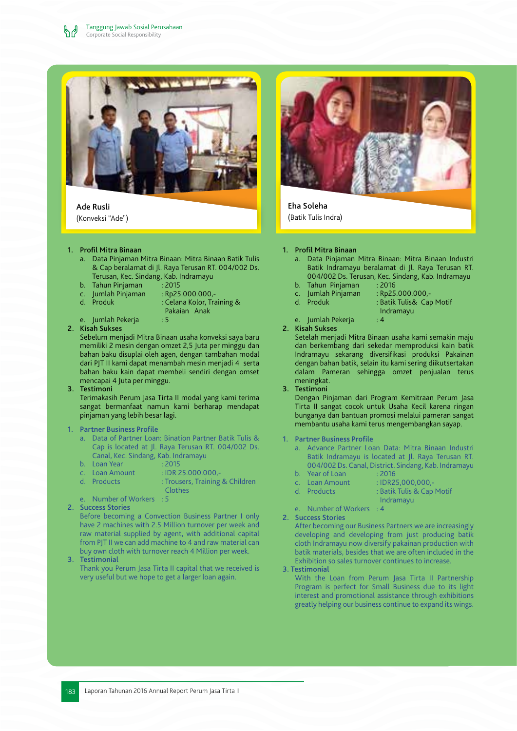**Ade Rusli**
(Konveksi "Ade")

1. **Profil Mitra Binaan**
   a. Data Pinjaman Mitra Binaan: Mitra Binaan Batik Tulis & Cap beralamat di Jl. Raya Terusan RT. 004/002 Ds. Terusan, Kec. Sindang, Kab. Indramayu
   b. Tahun Pinjaman : 2015
   c. Jumlah Pinjaman : Rp25.000.000,-
   d. Produk : Celana Kolor, Training & Pakaian Anak
   e. Jumlah Pekerja : 5
2. **Kisah Sukses**
   Sebelum menjadi Mitra Binaan usaha konveksi saya baru memiliki 2 mesin dengan omzet 2,5 Juta per minggu dan bahan baku disuplai oleh agen, dengan tambahan modal dari PJT II kami dapat menambah mesin menjadi 4 serta bahan baku kain dapat membeli sendiri dengan omset mencapai 4 Juta per minggu.
3. **Testimoni**
   Terimakasih Perum Jasa Tirta II modal yang kami terima sangat bermanfaat namun kami berharap mendapat pinjaman yang lebih besar lagi.

1. **Partner Business Profile**
   a. Data of Partner Loan: Bination Partner Batik Tulis & Cap is located at Jl. Raya Terusan RT. 004/002 Ds. Canal, Kec. Sindang, Kab. Indramayu
   b. Loan Year : 2015
   c. Loan Amount : IDR 25.000.000,-
   d. Products : Trousers, Training & Children Clothes
   e. Number of Workers : 5
2. **Success Stories**
   Before becoming a Convection Business Partner I only have 2 machines with 2.5 Million turnover per week and raw material supplied by agent, with additional capital from PJT II we can add machine to 4 and raw material can buy own cloth with turnover reach 4 Million per week.
3. **Testimonial**
   Thank you Perum Jasa Tirta II capital that we received is very useful but we hope to get a larger loan again.

**Eha Soleha**
(Batik Tulis Indra)

1. **Profil Mitra Binaan**
   a. Data Pinjaman Mitra Binaan: Mitra Binaan Industri Batik Indramayu beralamat di Jl. Raya Terusan RT. 004/002 Ds. Terusan, Kec. Sindang, Kab. Indramayu
   b. Tahun Pinjaman : 2016
   c. Jumlah Pinjaman : Rp25.000.000,-
   d. Produk : Batik Tulis& Cap Motif Indramayu
   e. Jumlah Pekerja : 4
2. **Kisah Sukses**
   Setelah menjadi Mitra Binaan usaha kami semakin maju dan berkembang dari sekedar memproduksi kain batik Indramayu sekarang diversifikasi produksi Pakainan dengan bahan batik, selain itu kami sering diikutsertakan dalam Pameran sehingga omzet penjualan terus meningkat.
3. **Testimoni**
   Dengan Pinjaman dari Program Kemitraan Perum Jasa Tirta II sangat cocok untuk Usaha Kecil karena ringan bunganya dan bantuan promosi melalui pameran sangat membantu usaha kami terus mengembangkan sayap.

1. **Partner Business Profile**
   a. Advance Partner Loan Data: Mitra Binaan Industri Batik Indramayu is located at Jl. Raya Terusan RT. 004/002 Ds. Canal, District. Sindang, Kab. Indramayu
   b. Year of Loan : 2016
   c. Loan Amount : IDR25,000,000,-
   d. Products : Batik Tulis & Cap Motif Indramayu
   e. Number of Workers : 4
2. **Success Stories**
   After becoming our Business Partners we are increasingly developing and developing from just producing batik cloth Indramayu now diversify pakainan production with batik materials, besides that we are often included in the Exhibition so sales turnover continues to increase.
3. **Testimonial**
   With the Loan from Perum Jasa Tirta II Partnership Program is perfect for Small Business due to its light interest and promotional assistance through exhibitions greatly helping our business continue to expand its wings.